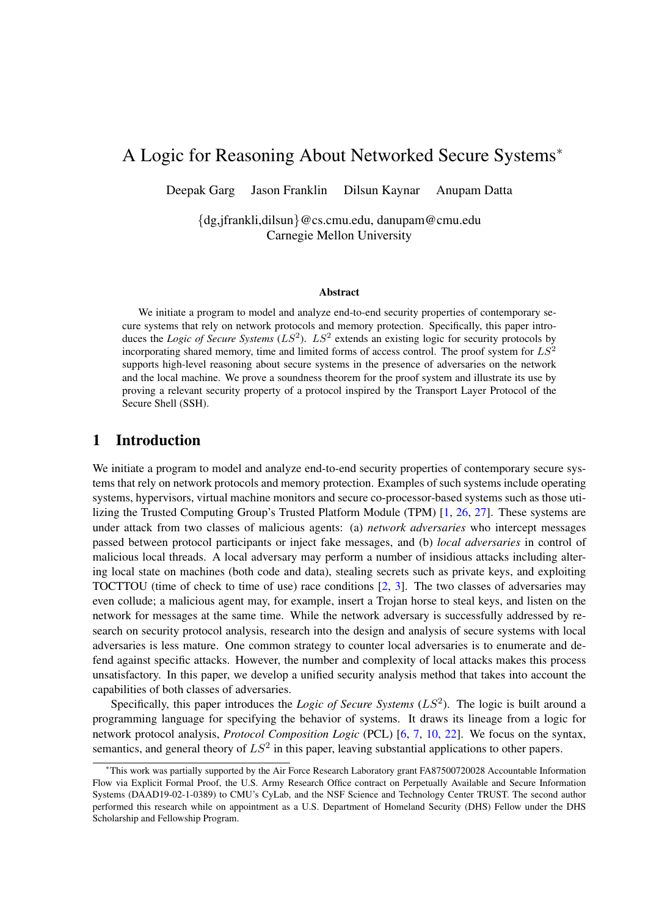# A Logic for Reasoning About Networked Secure Systems*

Deepak Garg Jason Franklin Dilsun Kaynar Anupam Datta

{dg,jfrankli,dilsun}@cs.cmu.edu, danupam@cmu.edu
Carnegie Mellon University

## Abstract

We initiate a program to model and analyze end-to-end security properties of contemporary secure systems that rely on network protocols and memory protection. Specifically, this paper introduces the *Logic of Secure Systems* ($LS^2$). $LS^2$ extends an existing logic for security protocols by incorporating shared memory, time and limited forms of access control. The proof system for $LS^2$ supports high-level reasoning about secure systems in the presence of adversaries on the network and the local machine. We prove a soundness theorem for the proof system and illustrate its use by proving a relevant security property of a protocol inspired by the Transport Layer Protocol of the Secure Shell (SSH).

## 1 Introduction

We initiate a program to model and analyze end-to-end security properties of contemporary secure systems that rely on network protocols and memory protection. Examples of such systems include operating systems, hypervisors, virtual machine monitors and secure co-processor-based systems such as those utilizing the Trusted Computing Group's Trusted Platform Module (TPM) [1, 26, 27]. These systems are under attack from two classes of malicious agents: (a) *network adversaries* who intercept messages passed between protocol participants or inject fake messages, and (b) *local adversaries* in control of malicious local threads. A local adversary may perform a number of insidious attacks including altering local state on machines (both code and data), stealing secrets such as private keys, and exploiting TOCTTOU (time of check to time of use) race conditions [2, 3]. The two classes of adversaries may even collude; a malicious agent may, for example, insert a Trojan horse to steal keys, and listen on the network for messages at the same time. While the network adversary is successfully addressed by research on security protocol analysis, research into the design and analysis of secure systems with local adversaries is less mature. One common strategy to counter local adversaries is to enumerate and defend against specific attacks. However, the number and complexity of local attacks makes this process unsatisfactory. In this paper, we develop a unified security analysis method that takes into account the capabilities of both classes of adversaries.

Specifically, this paper introduces the *Logic of Secure Systems* ($LS^2$). The logic is built around a programming language for specifying the behavior of systems. It draws its lineage from a logic for network protocol analysis, *Protocol Composition Logic* (PCL) [6, 7, 10, 22]. We focus on the syntax, semantics, and general theory of $LS^2$ in this paper, leaving substantial applications to other papers.

---

*This work was partially supported by the Air Force Research Laboratory grant FA87500720028 Accountable Information Flow via Explicit Formal Proof, the U.S. Army Research Office contract on Perpetually Available and Secure Information Systems (DAAD19-02-1-0389) to CMU's CyLab, and the NSF Science and Technology Center TRUST. The second author performed this research while on appointment as a U.S. Department of Homeland Security (DHS) Fellow under the DHS Scholarship and Fellowship Program.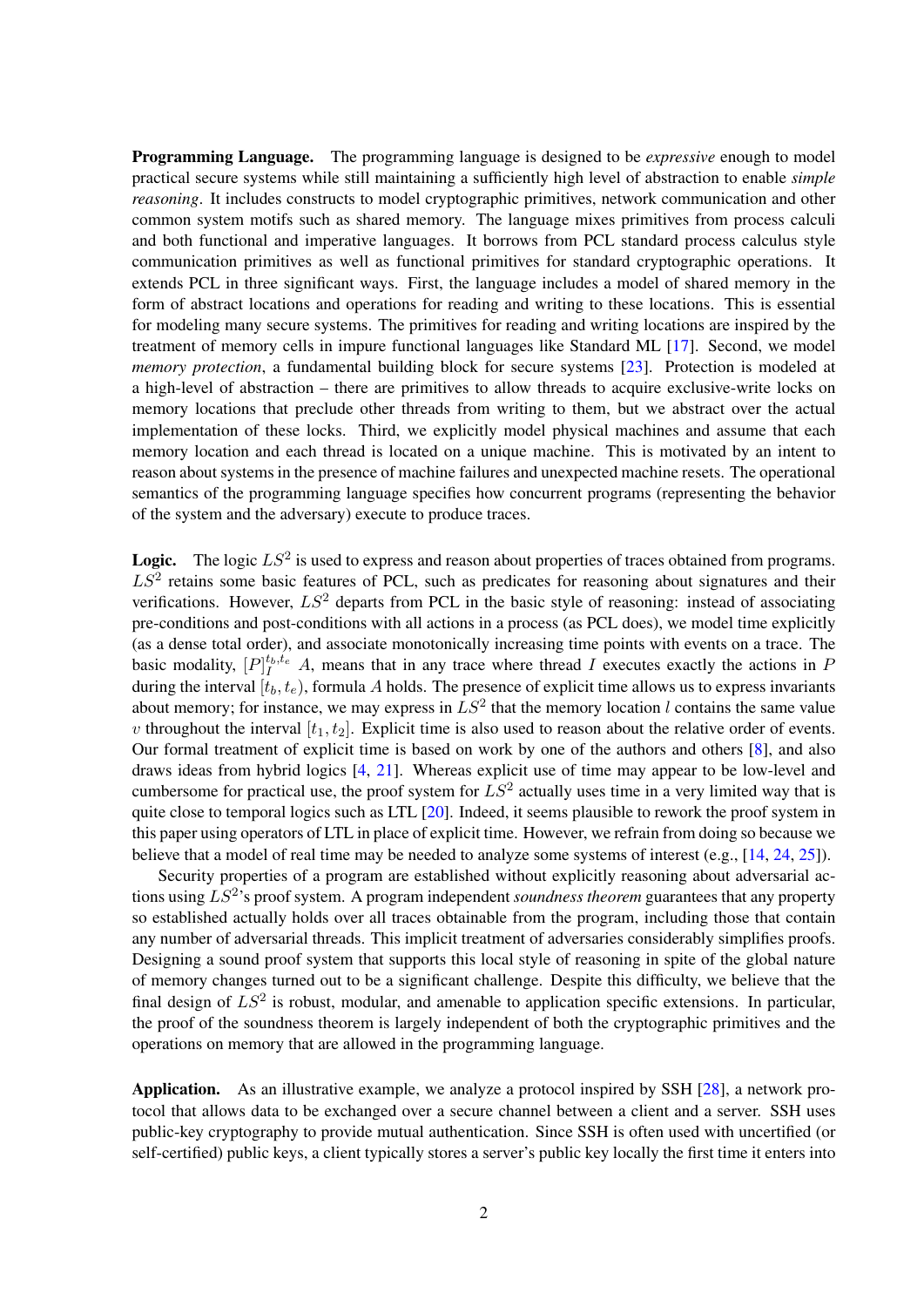**Programming Language.** The programming language is designed to be *expressive* enough to model practical secure systems while still maintaining a sufficiently high level of abstraction to enable *simple reasoning*. It includes constructs to model cryptographic primitives, network communication and other common system motifs such as shared memory. The language mixes primitives from process calculi and both functional and imperative languages. It borrows from PCL standard process calculus style communication primitives as well as functional primitives for standard cryptographic operations. It extends PCL in three significant ways. First, the language includes a model of shared memory in the form of abstract locations and operations for reading and writing to these locations. This is essential for modeling many secure systems. The primitives for reading and writing locations are inspired by the treatment of memory cells in impure functional languages like Standard ML [17]. Second, we model *memory protection*, a fundamental building block for secure systems [23]. Protection is modeled at a high-level of abstraction – there are primitives to allow threads to acquire exclusive-write locks on memory locations that preclude other threads from writing to them, but we abstract over the actual implementation of these locks. Third, we explicitly model physical machines and assume that each memory location and each thread is located on a unique machine. This is motivated by an intent to reason about systems in the presence of machine failures and unexpected machine resets. The operational semantics of the programming language specifies how concurrent programs (representing the behavior of the system and the adversary) execute to produce traces.

**Logic.** The logic $LS^2$ is used to express and reason about properties of traces obtained from programs. $LS^2$ retains some basic features of PCL, such as predicates for reasoning about signatures and their verifications. However, $LS^2$ departs from PCL in the basic style of reasoning: instead of associating pre-conditions and post-conditions with all actions in a process (as PCL does), we model time explicitly (as a dense total order), and associate monotonically increasing time points with events on a trace. The basic modality, $[P]_I^{t_b,t_e}\ A$, means that in any trace where thread $I$ executes exactly the actions in $P$ during the interval $[t_b, t_e)$, formula $A$ holds. The presence of explicit time allows us to express invariants about memory; for instance, we may express in $LS^2$ that the memory location $l$ contains the same value $v$ throughout the interval $[t_1, t_2]$. Explicit time is also used to reason about the relative order of events. Our formal treatment of explicit time is based on work by one of the authors and others [8], and also draws ideas from hybrid logics [4, 21]. Whereas explicit use of time may appear to be low-level and cumbersome for practical use, the proof system for $LS^2$ actually uses time in a very limited way that is quite close to temporal logics such as LTL [20]. Indeed, it seems plausible to rework the proof system in this paper using operators of LTL in place of explicit time. However, we refrain from doing so because we believe that a model of real time may be needed to analyze some systems of interest (e.g., [14, 24, 25]).

Security properties of a program are established without explicitly reasoning about adversarial actions using $LS^2$'s proof system. A program independent *soundness theorem* guarantees that any property so established actually holds over all traces obtainable from the program, including those that contain any number of adversarial threads. This implicit treatment of adversaries considerably simplifies proofs. Designing a sound proof system that supports this local style of reasoning in spite of the global nature of memory changes turned out to be a significant challenge. Despite this difficulty, we believe that the final design of $LS^2$ is robust, modular, and amenable to application specific extensions. In particular, the proof of the soundness theorem is largely independent of both the cryptographic primitives and the operations on memory that are allowed in the programming language.

**Application.** As an illustrative example, we analyze a protocol inspired by SSH [28], a network protocol that allows data to be exchanged over a secure channel between a client and a server. SSH uses public-key cryptography to provide mutual authentication. Since SSH is often used with uncertified (or self-certified) public keys, a client typically stores a server's public key locally the first time it enters into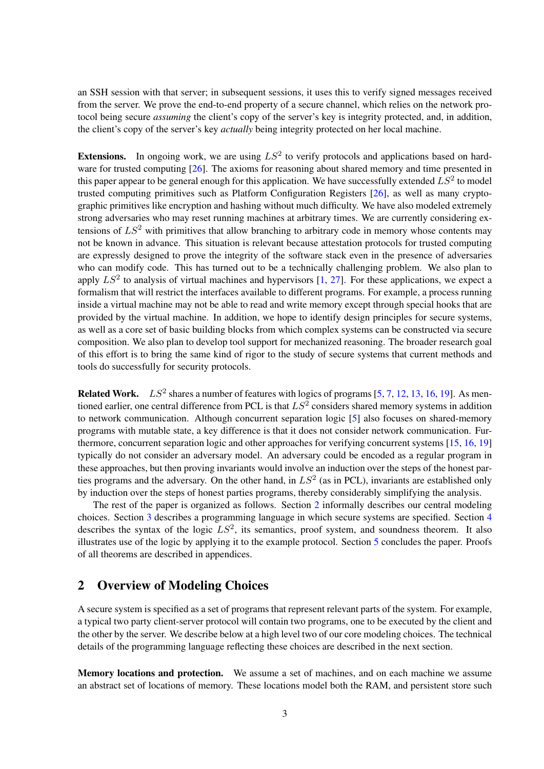an SSH session with that server; in subsequent sessions, it uses this to verify signed messages received from the server. We prove the end-to-end property of a secure channel, which relies on the network protocol being secure *assuming* the client's copy of the server's key is integrity protected, and, in addition, the client's copy of the server's key *actually* being integrity protected on her local machine.

**Extensions.** In ongoing work, we are using $LS^2$ to verify protocols and applications based on hardware for trusted computing [26]. The axioms for reasoning about shared memory and time presented in this paper appear to be general enough for this application. We have successfully extended $LS^2$ to model trusted computing primitives such as Platform Configuration Registers [26], as well as many cryptographic primitives like encryption and hashing without much difficulty. We have also modeled extremely strong adversaries who may reset running machines at arbitrary times. We are currently considering extensions of $LS^2$ with primitives that allow branching to arbitrary code in memory whose contents may not be known in advance. This situation is relevant because attestation protocols for trusted computing are expressly designed to prove the integrity of the software stack even in the presence of adversaries who can modify code. This has turned out to be a technically challenging problem. We also plan to apply $LS^2$ to analysis of virtual machines and hypervisors [1, 27]. For these applications, we expect a formalism that will restrict the interfaces available to different programs. For example, a process running inside a virtual machine may not be able to read and write memory except through special hooks that are provided by the virtual machine. In addition, we hope to identify design principles for secure systems, as well as a core set of basic building blocks from which complex systems can be constructed via secure composition. We also plan to develop tool support for mechanized reasoning. The broader research goal of this effort is to bring the same kind of rigor to the study of secure systems that current methods and tools do successfully for security protocols.

**Related Work.** $LS^2$ shares a number of features with logics of programs [5, 7, 12, 13, 16, 19]. As mentioned earlier, one central difference from PCL is that $LS^2$ considers shared memory systems in addition to network communication. Although concurrent separation logic [5] also focuses on shared-memory programs with mutable state, a key difference is that it does not consider network communication. Furthermore, concurrent separation logic and other approaches for verifying concurrent systems [15, 16, 19] typically do not consider an adversary model. An adversary could be encoded as a regular program in these approaches, but then proving invariants would involve an induction over the steps of the honest parties programs and the adversary. On the other hand, in $LS^2$ (as in PCL), invariants are established only by induction over the steps of honest parties programs, thereby considerably simplifying the analysis.

The rest of the paper is organized as follows. Section 2 informally describes our central modeling choices. Section 3 describes a programming language in which secure systems are specified. Section 4 describes the syntax of the logic $LS^2$, its semantics, proof system, and soundness theorem. It also illustrates use of the logic by applying it to the example protocol. Section 5 concludes the paper. Proofs of all theorems are described in appendices.

## 2 Overview of Modeling Choices

A secure system is specified as a set of programs that represent relevant parts of the system. For example, a typical two party client-server protocol will contain two programs, one to be executed by the client and the other by the server. We describe below at a high level two of our core modeling choices. The technical details of the programming language reflecting these choices are described in the next section.

**Memory locations and protection.** We assume a set of machines, and on each machine we assume an abstract set of locations of memory. These locations model both the RAM, and persistent store such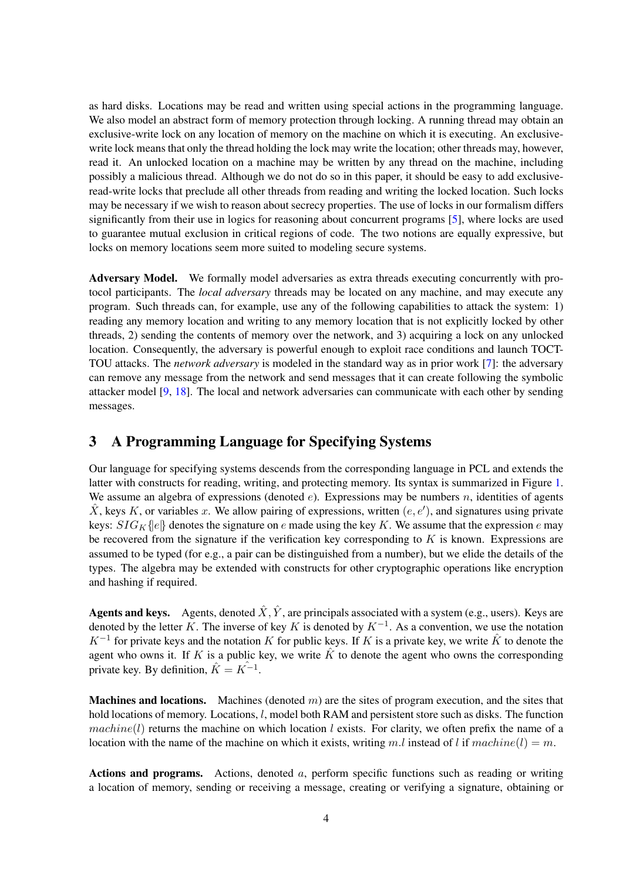as hard disks. Locations may be read and written using special actions in the programming language. We also model an abstract form of memory protection through locking. A running thread may obtain an exclusive-write lock on any location of memory on the machine on which it is executing. An exclusive-write lock means that only the thread holding the lock may write the location; other threads may, however, read it. An unlocked location on a machine may be written by any thread on the machine, including possibly a malicious thread. Although we do not do so in this paper, it should be easy to add exclusive-read-write locks that preclude all other threads from reading and writing the locked location. Such locks may be necessary if we wish to reason about secrecy properties. The use of locks in our formalism differs significantly from their use in logics for reasoning about concurrent programs [5], where locks are used to guarantee mutual exclusion in critical regions of code. The two notions are equally expressive, but locks on memory locations seem more suited to modeling secure systems.

**Adversary Model.** We formally model adversaries as extra threads executing concurrently with protocol participants. The *local adversary* threads may be located on any machine, and may execute any program. Such threads can, for example, use any of the following capabilities to attack the system: 1) reading any memory location and writing to any memory location that is not explicitly locked by other threads, 2) sending the contents of memory over the network, and 3) acquiring a lock on any unlocked location. Consequently, the adversary is powerful enough to exploit race conditions and launch TOCTTOU attacks. The *network adversary* is modeled in the standard way as in prior work [7]: the adversary can remove any message from the network and send messages that it can create following the symbolic attacker model [9, 18]. The local and network adversaries can communicate with each other by sending messages.

## 3 A Programming Language for Specifying Systems

Our language for specifying systems descends from the corresponding language in PCL and extends the latter with constructs for reading, writing, and protecting memory. Its syntax is summarized in Figure 1. We assume an algebra of expressions (denoted $e$). Expressions may be numbers $n$, identities of agents $\hat{X}$, keys $K$, or variables $x$. We allow pairing of expressions, written $(e, e')$, and signatures using private keys: $SIG_K\{|e|\}$ denotes the signature on $e$ made using the key $K$. We assume that the expression $e$ may be recovered from the signature if the verification key corresponding to $K$ is known. Expressions are assumed to be typed (for e.g., a pair can be distinguished from a number), but we elide the details of the types. The algebra may be extended with constructs for other cryptographic operations like encryption and hashing if required.

**Agents and keys.** Agents, denoted $\hat{X}, \hat{Y}$, are principals associated with a system (e.g., users). Keys are denoted by the letter $K$. The inverse of key $K$ is denoted by $K^{-1}$. As a convention, we use the notation $K^{-1}$ for private keys and the notation $K$ for public keys. If $K$ is a private key, we write $\hat{K}$ to denote the agent who owns it. If $K$ is a public key, we write $\hat{K}$ to denote the agent who owns the corresponding private key. By definition, $\hat{K} = \hat{K^{-1}}$.

**Machines and locations.** Machines (denoted $m$) are the sites of program execution, and the sites that hold locations of memory. Locations, $l$, model both RAM and persistent store such as disks. The function $machine(l)$ returns the machine on which location $l$ exists. For clarity, we often prefix the name of a location with the name of the machine on which it exists, writing $m.l$ instead of $l$ if $machine(l) = m$.

**Actions and programs.** Actions, denoted $a$, perform specific functions such as reading or writing a location of memory, sending or receiving a message, creating or verifying a signature, obtaining or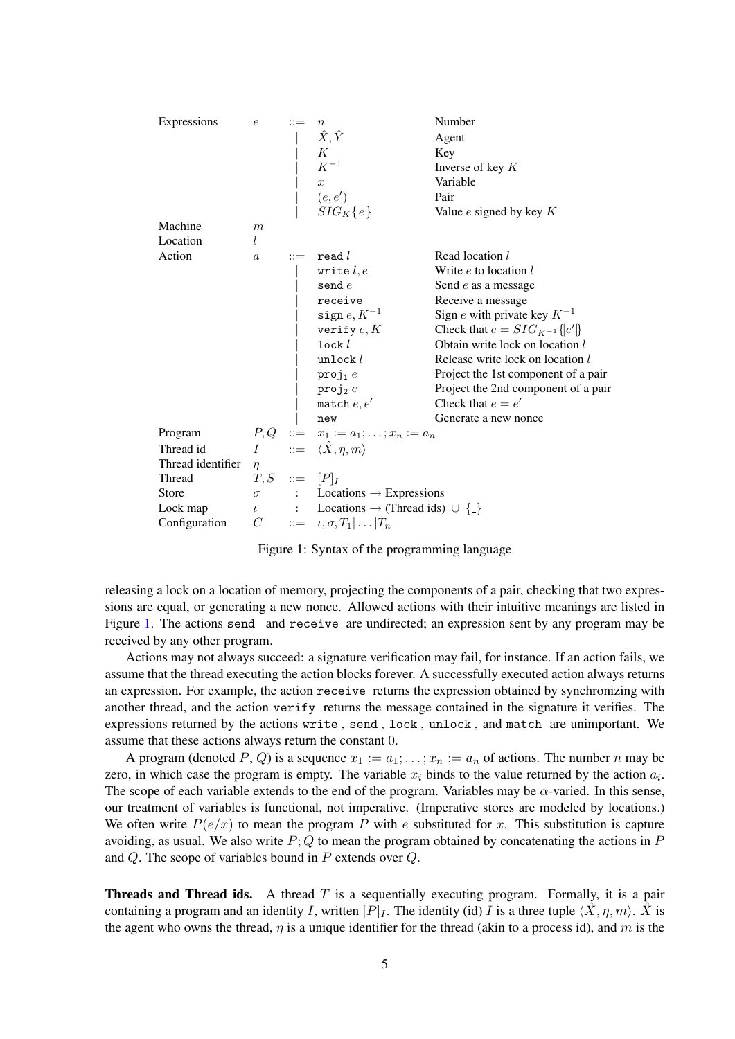| | | | | |
|---|---|---|---|---|
| Expressions | $e$ | ::= | $n$ | Number |
| | | \| | $\hat{X}, \hat{Y}$ | Agent |
| | | \| | $K$ | Key |
| | | \| | $K^{-1}$ | Inverse of key $K$ |
| | | \| | $x$ | Variable |
| | | \| | $(e, e')$ | Pair |
| | | \| | $SIG_K\{\|e\|\}$ | Value $e$ signed by key $K$ |
| Machine | $m$ | | | |
| Location | $l$ | | | |
| Action | $a$ | ::= | $\texttt{read}\ l$ | Read location $l$ |
| | | \| | $\texttt{write}\ l, e$ | Write $e$ to location $l$ |
| | | \| | $\texttt{send}\ e$ | Send $e$ as a message |
| | | \| | $\texttt{receive}$ | Receive a message |
| | | \| | $\texttt{sign}\ e, K^{-1}$ | Sign $e$ with private key $K^{-1}$ |
| | | \| | $\texttt{verify}\ e, K$ | Check that $e = SIG_{K^{-1}}\{\|e'\|\}$ |
| | | \| | $\texttt{lock}\ l$ | Obtain write lock on location $l$ |
| | | \| | $\texttt{unlock}\ l$ | Release write lock on location $l$ |
| | | \| | $\texttt{proj}_1\ e$ | Project the 1st component of a pair |
| | | \| | $\texttt{proj}_2\ e$ | Project the 2nd component of a pair |
| | | \| | $\texttt{match}\ e, e'$ | Check that $e = e'$ |
| | | \| | $\texttt{new}$ | Generate a new nonce |
| Program | $P, Q$ | ::= | $x_1 := a_1; \ldots; x_n := a_n$ | |
| Thread id | $I$ | ::= | $\langle \hat{X}, \eta, m \rangle$ | |
| Thread identifier | $\eta$ | | | |
| Thread | $T, S$ | ::= | $[P]_I$ | |
| Store | $\sigma$ | : | Locations $\rightarrow$ Expressions | |
| Lock map | $\iota$ | : | Locations $\rightarrow$ (Thread ids) $\cup$ {_} | |
| Configuration | $C$ | ::= | $\iota, \sigma, T_1 \| \ldots \| T_n$ | |

Figure 1: Syntax of the programming language

releasing a lock on a location of memory, projecting the components of a pair, checking that two expressions are equal, or generating a new nonce. Allowed actions with their intuitive meanings are listed in Figure 1. The actions `send` and `receive` are undirected; an expression sent by any program may be received by any other program.

Actions may not always succeed: a signature verification may fail, for instance. If an action fails, we assume that the thread executing the action blocks forever. A successfully executed action always returns an expression. For example, the action `receive` returns the expression obtained by synchronizing with another thread, and the action `verify` returns the message contained in the signature it verifies. The expressions returned by the actions `write`, `send`, `lock`, `unlock`, and `match` are unimportant. We assume that these actions always return the constant 0.

A program (denoted $P$, $Q$) is a sequence $x_1 := a_1; \ldots; x_n := a_n$ of actions. The number $n$ may be zero, in which case the program is empty. The variable $x_i$ binds to the value returned by the action $a_i$. The scope of each variable extends to the end of the program. Variables may be $\alpha$-varied. In this sense, our treatment of variables is functional, not imperative. (Imperative stores are modeled by locations.) We often write $P(e/x)$ to mean the program $P$ with $e$ substituted for $x$. This substitution is capture avoiding, as usual. We also write $P; Q$ to mean the program obtained by concatenating the actions in $P$ and $Q$. The scope of variables bound in $P$ extends over $Q$.

**Threads and Thread ids.** A thread $T$ is a sequentially executing program. Formally, it is a pair containing a program and an identity $I$, written $[P]_I$. The identity (id) $I$ is a three tuple $\langle \hat{X}, \eta, m \rangle$. $\hat{X}$ is the agent who owns the thread, $\eta$ is a unique identifier for the thread (akin to a process id), and $m$ is the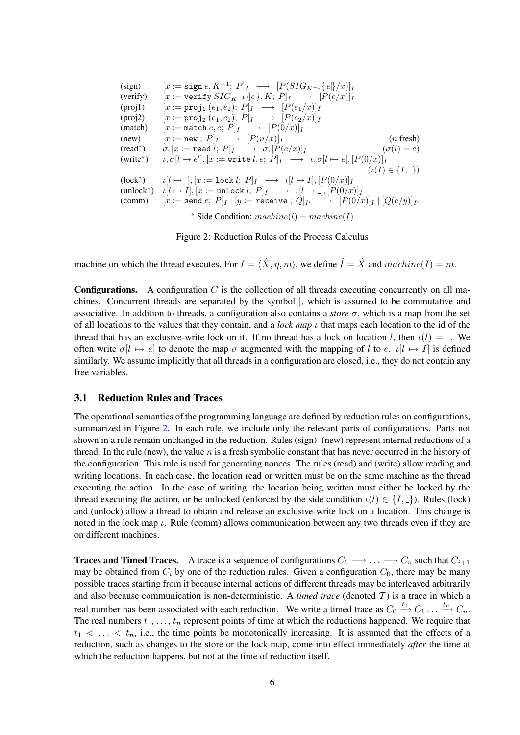$$
\begin{array}{lll}
\text{(sign)} & [x := \texttt{sign}\, e, K^{-1};\ P]_I \ \longrightarrow\ [P(SIG_{K^{-1}}\{\!|e|\!\}/x)]_I & \\
\text{(verify)} & [x := \texttt{verify}\, SIG_{K^{-1}}\{\!|e|\!\}, K;\ P]_I \ \longrightarrow\ [P(e/x)]_I & \\
\text{(proj1)} & [x := \texttt{proj}_1\,(e_1, e_2);\ P]_I \ \longrightarrow\ [P(e_1/x)]_I & \\
\text{(proj2)} & [x := \texttt{proj}_2\,(e_1, e_2);\ P]_I \ \longrightarrow\ [P(e_2/x)]_I & \\
\text{(match)} & [x := \texttt{match}\, e, e;\ P]_I \ \longrightarrow\ [P(0/x)]_I & \\
\text{(new)} & [x := \texttt{new}\,;\ P]_I \ \longrightarrow\ [P(n/x)]_I & (n \text{ fresh}) \\
\text{(read}^*\text{)} & \sigma, [x := \texttt{read}\, l;\ P]_I \ \longrightarrow\ \sigma, [P(e/x)]_I & (\sigma(l) = e) \\
\text{(write}^*\text{)} & \iota, \sigma[l \mapsto e'], [x := \texttt{write}\, l, e;\ P]_I \ \longrightarrow\ \iota, \sigma[l \mapsto e], [P(0/x)]_I & \\
 & & (\iota(I) \in \{I, \_\}) \\
\text{(lock}^*\text{)} & \iota[l \mapsto \_], [x := \texttt{lock}\, l;\ P]_I \ \longrightarrow\ \iota[l \mapsto I], [P(0/x)]_I & \\
\text{(unlock}^*\text{)} & \iota[l \mapsto I], [x := \texttt{unlock}\, l;\ P]_I \ \longrightarrow\ \iota[l \mapsto \_], [P(0/x)]_I & \\
\text{(comm)} & [x := \texttt{send}\, e;\ P]_I \mid [y := \texttt{receive}\,;\ Q]_{I'} \ \longrightarrow\ [P(0/x)]_I \mid [Q(e/y)]_{I'} &
\end{array}
$$

$^*$ Side Condition: $machine(l) = machine(I)$

Figure 2: Reduction Rules of the Process Calculus

machine on which the thread executes. For $I = \langle \hat{X}, \eta, m \rangle$, we define $\hat{I} = \hat{X}$ and $machine(I) = m$.

**Configurations.** A configuration $C$ is the collection of all threads executing concurrently on all machines. Concurrent threads are separated by the symbol $|$, which is assumed to be commutative and associative. In addition to threads, a configuration also contains a *store* $\sigma$, which is a map from the set of all locations to the values that they contain, and a *lock map* $\iota$ that maps each location to the id of the thread that has an exclusive-write lock on it. If no thread has a lock on location $l$, then $\iota(l) = \_$. We often write $\sigma[l \mapsto e]$ to denote the map $\sigma$ augmented with the mapping of $l$ to $e$. $\iota[l \mapsto I]$ is defined similarly. We assume implicitly that all threads in a configuration are closed, i.e., they do not contain any free variables.

### 3.1 Reduction Rules and Traces

The operational semantics of the programming language are defined by reduction rules on configurations, summarized in Figure 2. In each rule, we include only the relevant parts of configurations. Parts not shown in a rule remain unchanged in the reduction. Rules (sign)–(new) represent internal reductions of a thread. In the rule (new), the value $n$ is a fresh symbolic constant that has never occurred in the history of the configuration. This rule is used for generating nonces. The rules (read) and (write) allow reading and writing locations. In each case, the location read or written must be on the same machine as the thread executing the action. In the case of writing, the location being written must either be locked by the thread executing the action, or be unlocked (enforced by the side condition $\iota(l) \in \{I, \_\}$). Rules (lock) and (unlock) allow a thread to obtain and release an exclusive-write lock on a location. This change is noted in the lock map $\iota$. Rule (comm) allows communication between any two threads even if they are on different machines.

**Traces and Timed Traces.** A trace is a sequence of configurations $C_0 \longrightarrow \ldots \longrightarrow C_n$ such that $C_{i+1}$ may be obtained from $C_i$ by one of the reduction rules. Given a configuration $C_0$, there may be many possible traces starting from it because internal actions of different threads may be interleaved arbitrarily and also because communication is non-deterministic. A *timed trace* (denoted $\mathcal{T}$) is a trace in which a real number has been associated with each reduction. We write a timed trace as $C_0 \xrightarrow{t_1} C_1 \ldots \xrightarrow{t_n} C_n$. The real numbers $t_1, \ldots, t_n$ represent points of time at which the reductions happened. We require that $t_1 < \ldots < t_n$, i.e., the time points be monotonically increasing. It is assumed that the effects of a reduction, such as changes to the store or the lock map, come into effect immediately *after* the time at which the reduction happens, but not at the time of reduction itself.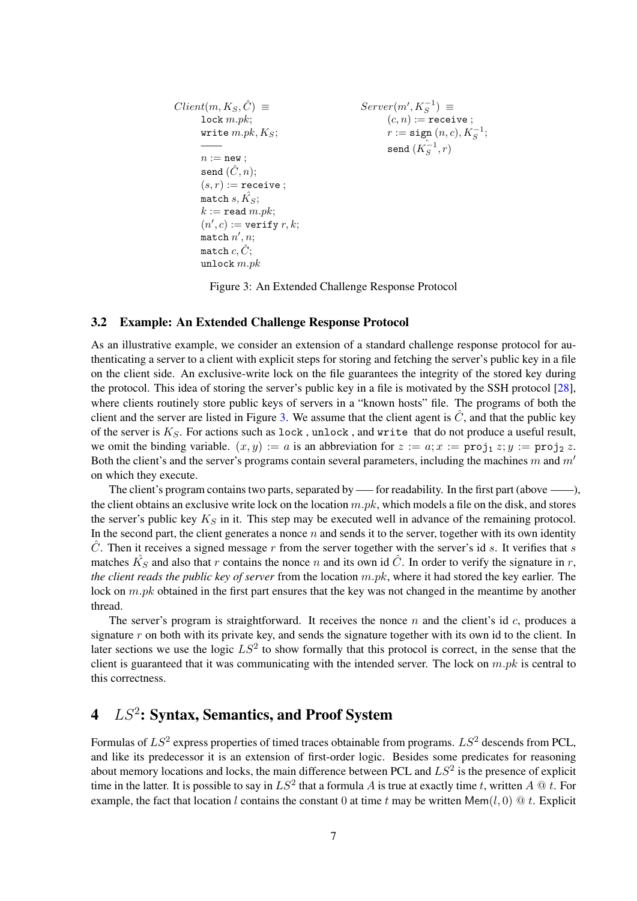```
Client(m, K_S, Ĉ) ≡
    lock m.pk;
    write m.pk, K_S;
    ——
    n := new ;
    send (Ĉ, n);
    (s, r) := receive ;
    match s, K̂_S;
    k := read m.pk;
    (n', c) := verify r, k;
    match n', n;
    match c, Ĉ;
    unlock m.pk

Server(m', K_S^{-1}) ≡
    (c, n) := receive ;
    r := sign (n, c), K_S^{-1};
    send (K̂_S^{-1}, r)
```

Figure 3: An Extended Challenge Response Protocol

### 3.2 Example: An Extended Challenge Response Protocol

As an illustrative example, we consider an extension of a standard challenge response protocol for authenticating a server to a client with explicit steps for storing and fetching the server's public key in a file on the client side. An exclusive-write lock on the file guarantees the integrity of the stored key during the protocol. This idea of storing the server's public key in a file is motivated by the SSH protocol [28], where clients routinely store public keys of servers in a "known hosts" file. The programs of both the client and the server are listed in Figure 3. We assume that the client agent is $\hat{C}$, and that the public key of the server is $K_S$. For actions such as `lock` , `unlock` , and `write` that do not produce a useful result, we omit the binding variable. $(x, y) := a$ is an abbreviation for $z := a; x := \texttt{proj}_1\ z; y := \texttt{proj}_2\ z$. Both the client's and the server's programs contain several parameters, including the machines $m$ and $m'$ on which they execute.

The client's program contains two parts, separated by —— for readability. In the first part (above ——), the client obtains an exclusive write lock on the location $m.pk$, which models a file on the disk, and stores the server's public key $K_S$ in it. This step may be executed well in advance of the remaining protocol. In the second part, the client generates a nonce $n$ and sends it to the server, together with its own identity $\hat{C}$. Then it receives a signed message $r$ from the server together with the server's id $s$. It verifies that $s$ matches $\hat{K_S}$ and also that $r$ contains the nonce $n$ and its own id $\hat{C}$. In order to verify the signature in $r$, *the client reads the public key of server* from the location $m.pk$, where it had stored the key earlier. The lock on $m.pk$ obtained in the first part ensures that the key was not changed in the meantime by another thread.

The server's program is straightforward. It receives the nonce $n$ and the client's id $c$, produces a signature $r$ on both with its private key, and sends the signature together with its own id to the client. In later sections we use the logic $LS^2$ to show formally that this protocol is correct, in the sense that the client is guaranteed that it was communicating with the intended server. The lock on $m.pk$ is central to this correctness.

## 4 $LS^2$: Syntax, Semantics, and Proof System

Formulas of $LS^2$ express properties of timed traces obtainable from programs. $LS^2$ descends from PCL, and like its predecessor it is an extension of first-order logic. Besides some predicates for reasoning about memory locations and locks, the main difference between PCL and $LS^2$ is the presence of explicit time in the latter. It is possible to say in $LS^2$ that a formula $A$ is true at exactly time $t$, written $A @ t$. For example, the fact that location $l$ contains the constant $0$ at time $t$ may be written $\mathsf{Mem}(l, 0) @ t$. Explicit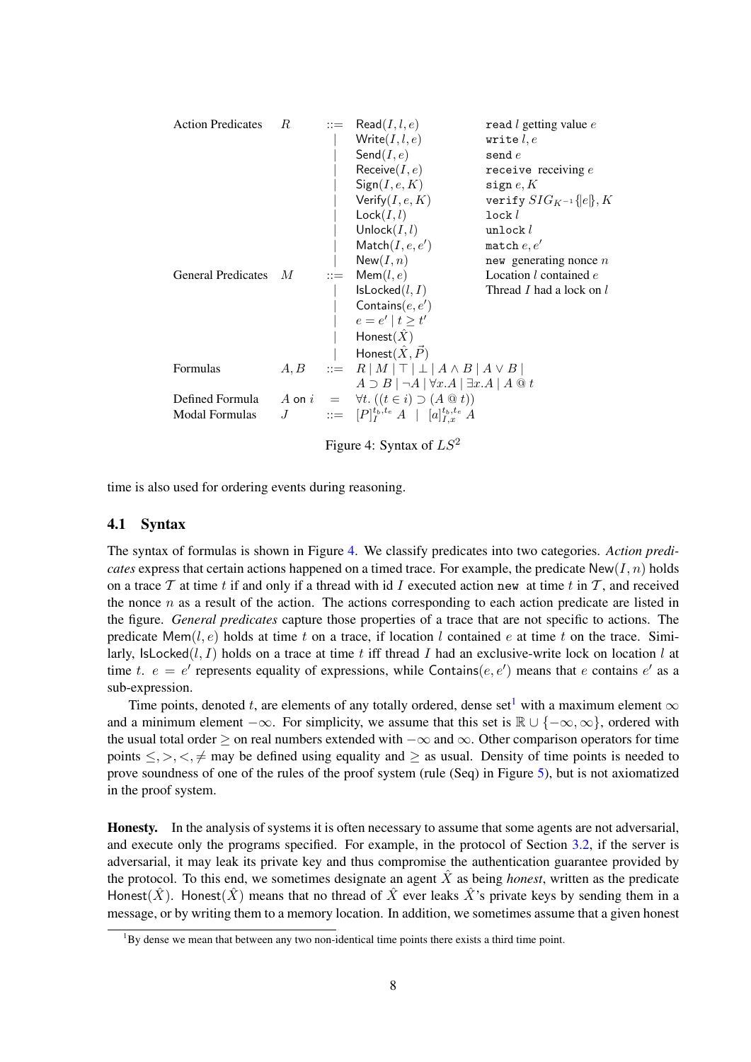| | | | | |
|---|---|---|---|---|
| Action Predicates | $R$ | $::=$ | $\mathsf{Read}(I, l, e)$ | `read` $l$ getting value $e$ |
| | | $\mid$ | $\mathsf{Write}(I, l, e)$ | `write` $l, e$ |
| | | $\mid$ | $\mathsf{Send}(I, e)$ | `send` $e$ |
| | | $\mid$ | $\mathsf{Receive}(I, e)$ | `receive` receiving $e$ |
| | | $\mid$ | $\mathsf{Sign}(I, e, K)$ | `sign` $e, K$ |
| | | $\mid$ | $\mathsf{Verify}(I, e, K)$ | `verify` $SIG_{K^{-1}}\{\|e\|\}, K$ |
| | | $\mid$ | $\mathsf{Lock}(I, l)$ | `lock` $l$ |
| | | $\mid$ | $\mathsf{Unlock}(I, l)$ | `unlock` $l$ |
| | | $\mid$ | $\mathsf{Match}(I, e, e')$ | `match` $e, e'$ |
| | | $\mid$ | $\mathsf{New}(I, n)$ | `new` generating nonce $n$ |
| General Predicates | $M$ | $::=$ | $\mathsf{Mem}(l, e)$ | Location $l$ contained $e$ |
| | | $\mid$ | $\mathsf{IsLocked}(l, I)$ | Thread $I$ had a lock on $l$ |
| | | $\mid$ | $\mathsf{Contains}(e, e')$ | |
| | | $\mid$ | $e = e' \mid t \geq t'$ | |
| | | $\mid$ | $\mathsf{Honest}(\hat{X})$ | |
| | | $\mid$ | $\mathsf{Honest}(\hat{X}, \vec{P})$ | |
| Formulas | $A, B$ | $::=$ | $R \mid M \mid \top \mid \bot \mid A \wedge B \mid A \vee B \mid$ $A \supset B \mid \neg A \mid \forall x.A \mid \exists x.A \mid A @ t$ | |
| Defined Formula | $A$ on $i$ | $=$ | $\forall t. ((t \in i) \supset (A @ t))$ | |
| Modal Formulas | $J$ | $::=$ | $[P]_I^{t_b,t_e}\ A \ \mid\ [a]_{I,x}^{t_b,t_e}\ A$ | |

Figure 4: Syntax of $LS^2$

time is also used for ordering events during reasoning.

## 4.1 Syntax

The syntax of formulas is shown in Figure 4. We classify predicates into two categories. *Action predicates* express that certain actions happened on a timed trace. For example, the predicate $\mathsf{New}(I, n)$ holds on a trace $\mathcal{T}$ at time $t$ if and only if a thread with id $I$ executed action `new` at time $t$ in $\mathcal{T}$, and received the nonce $n$ as a result of the action. The actions corresponding to each action predicate are listed in the figure. *General predicates* capture those properties of a trace that are not specific to actions. The predicate $\mathsf{Mem}(l, e)$ holds at time $t$ on a trace, if location $l$ contained $e$ at time $t$ on the trace. Similarly, $\mathsf{IsLocked}(l, I)$ holds on a trace at time $t$ iff thread $I$ had an exclusive-write lock on location $l$ at time $t$. $e = e'$ represents equality of expressions, while $\mathsf{Contains}(e, e')$ means that $e$ contains $e'$ as a sub-expression.

Time points, denoted $t$, are elements of any totally ordered, dense set[1] with a maximum element $\infty$ and a minimum element $-\infty$. For simplicity, we assume that this set is $\mathbb{R} \cup \{-\infty, \infty\}$, ordered with the usual total order $\geq$ on real numbers extended with $-\infty$ and $\infty$. Other comparison operators for time points $\leq, >, <, \neq$ may be defined using equality and $\geq$ as usual. Density of time points is needed to prove soundness of one of the rules of the proof system (rule (Seq) in Figure 5), but is not axiomatized in the proof system.

**Honesty.** In the analysis of systems it is often necessary to assume that some agents are not adversarial, and execute only the programs specified. For example, in the protocol of Section 3.2, if the server is adversarial, it may leak its private key and thus compromise the authentication guarantee provided by the protocol. To this end, we sometimes designate an agent $\hat{X}$ as being *honest*, written as the predicate $\mathsf{Honest}(\hat{X})$. $\mathsf{Honest}(\hat{X})$ means that no thread of $\hat{X}$ ever leaks $\hat{X}$'s private keys by sending them in a message, or by writing them to a memory location. In addition, we sometimes assume that a given honest

[1] By dense we mean that between any two non-identical time points there exists a third time point.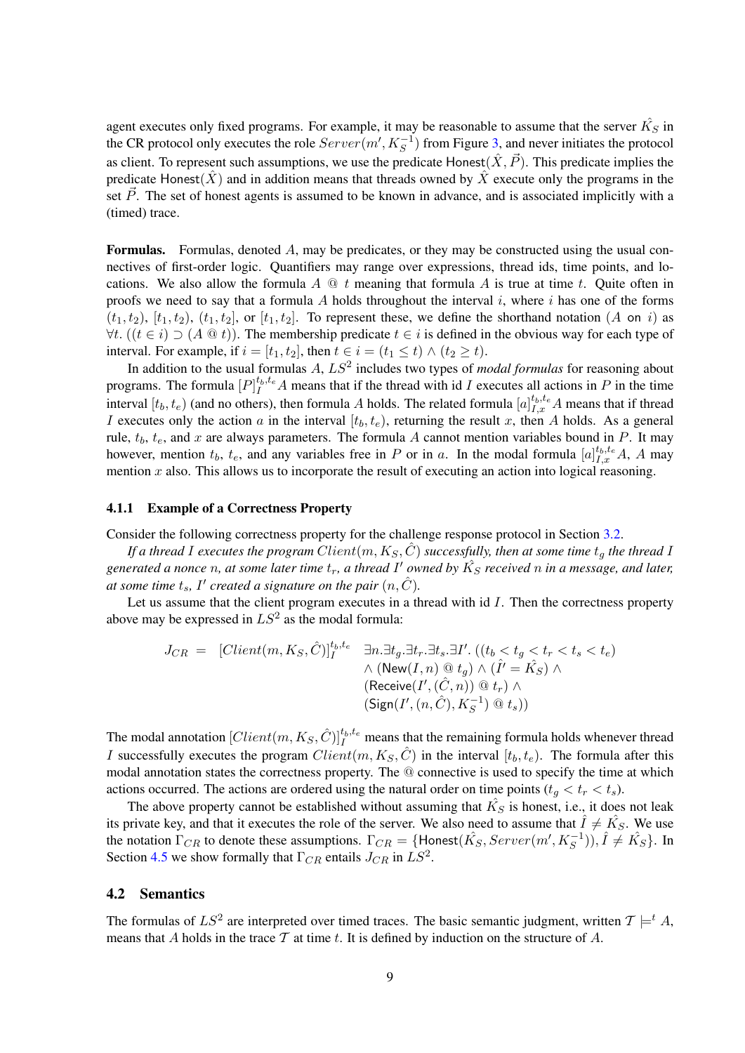agent executes only fixed programs. For example, it may be reasonable to assume that the server $\hat{K_S}$ in the CR protocol only executes the role $Server(m', K_S^{-1})$ from Figure 3, and never initiates the protocol as client. To represent such assumptions, we use the predicate $\mathsf{Honest}(\hat{X}, \vec{P})$. This predicate implies the predicate $\mathsf{Honest}(\hat{X})$ and in addition means that threads owned by $\hat{X}$ execute only the programs in the set $\vec{P}$. The set of honest agents is assumed to be known in advance, and is associated implicitly with a (timed) trace.

**Formulas.** Formulas, denoted $A$, may be predicates, or they may be constructed using the usual connectives of first-order logic. Quantifiers may range over expressions, thread ids, time points, and locations. We also allow the formula $A$ @ $t$ meaning that formula $A$ is true at time $t$. Quite often in proofs we need to say that a formula $A$ holds throughout the interval $i$, where $i$ has one of the forms $(t_1, t_2)$, $[t_1, t_2)$, $(t_1, t_2]$, or $[t_1, t_2]$. To represent these, we define the shorthand notation ($A$ on $i$) as $\forall t. ((t \in i) \supset (A \text{ @ } t))$. The membership predicate $t \in i$ is defined in the obvious way for each type of interval. For example, if $i = [t_1, t_2]$, then $t \in i = (t_1 \leq t) \wedge (t_2 \geq t)$.

In addition to the usual formulas $A$, $LS^2$ includes two types of *modal formulas* for reasoning about programs. The formula $[P]_I^{t_b,t_e} A$ means that if the thread with id $I$ executes all actions in $P$ in the time interval $[t_b, t_e)$ (and no others), then formula $A$ holds. The related formula $[a]_{I,x}^{t_b,t_e} A$ means that if thread $I$ executes only the action $a$ in the interval $[t_b, t_e)$, returning the result $x$, then $A$ holds. As a general rule, $t_b$, $t_e$, and $x$ are always parameters. The formula $A$ cannot mention variables bound in $P$. It may however, mention $t_b$, $t_e$, and any variables free in $P$ or in $a$. In the modal formula $[a]_{I,x}^{t_b,t_e} A$, $A$ may mention $x$ also. This allows us to incorporate the result of executing an action into logical reasoning.

### 4.1.1 Example of a Correctness Property

Consider the following correctness property for the challenge response protocol in Section 3.2.

*If a thread $I$ executes the program $Client(m, K_S, \hat{C})$ successfully, then at some time $t_g$ the thread $I$ generated a nonce $n$, at some later time $t_r$, a thread $I'$ owned by $\hat{K_S}$ received $n$ in a message, and later, at some time $t_s$, $I'$ created a signature on the pair $(n, \hat{C})$.*

Let us assume that the client program executes in a thread with id $I$. Then the correctness property above may be expressed in $LS^2$ as the modal formula:

$$
\begin{aligned}
J_{CR} \;=\; [Client(m, K_S, \hat{C})]_I^{t_b,t_e} \quad & \exists n. \exists t_g. \exists t_r. \exists t_s. \exists I'. \, ((t_b < t_g < t_r < t_s < t_e) \\
& \wedge (\mathsf{New}(I, n) \text{ @ } t_g) \wedge (\hat{I'} = \hat{K_S}) \wedge \\
& (\mathsf{Receive}(I', (\hat{C}, n)) \text{ @ } t_r) \wedge \\
& (\mathsf{Sign}(I', (n, \hat{C}), K_S^{-1}) \text{ @ } t_s))
\end{aligned}
$$

The modal annotation $[Client(m, K_S, \hat{C})]_I^{t_b,t_e}$ means that the remaining formula holds whenever thread $I$ successfully executes the program $Client(m, K_S, \hat{C})$ in the interval $[t_b, t_e)$. The formula after this modal annotation states the correctness property. The @ connective is used to specify the time at which actions occurred. The actions are ordered using the natural order on time points ($t_g < t_r < t_s$).

The above property cannot be established without assuming that $\hat{K_S}$ is honest, i.e., it does not leak its private key, and that it executes the role of the server. We also need to assume that $\hat{I} \neq \hat{K_S}$. We use the notation $\Gamma_{CR}$ to denote these assumptions. $\Gamma_{CR} = \{\mathsf{Honest}(\hat{K_S}, Server(m', K_S^{-1})), \hat{I} \neq \hat{K_S}\}$. In Section 4.5 we show formally that $\Gamma_{CR}$ entails $J_{CR}$ in $LS^2$.

## 4.2 Semantics

The formulas of $LS^2$ are interpreted over timed traces. The basic semantic judgment, written $\mathcal{T} \models^t A$, means that $A$ holds in the trace $\mathcal{T}$ at time $t$. It is defined by induction on the structure of $A$.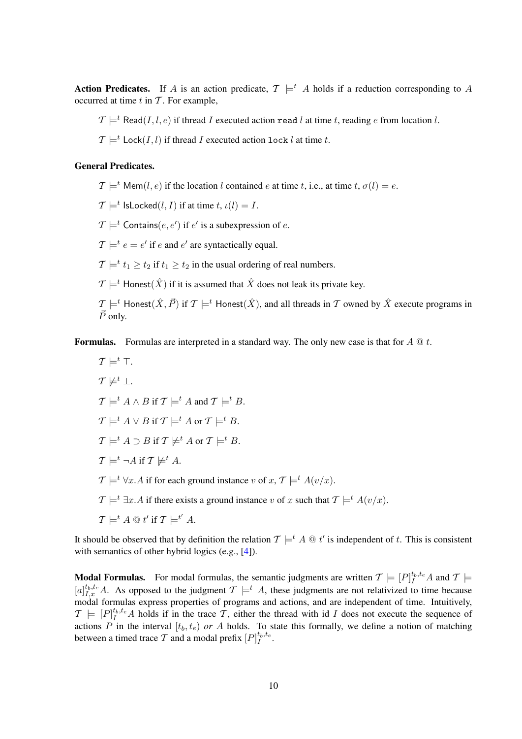**Action Predicates.** If $A$ is an action predicate, $\mathcal{T} \models^t A$ holds if a reduction corresponding to $A$ occurred at time $t$ in $\mathcal{T}$. For example,

$\mathcal{T} \models^t \mathsf{Read}(I, l, e)$ if thread $I$ executed action `read` $l$ at time $t$, reading $e$ from location $l$.

$\mathcal{T} \models^t \mathsf{Lock}(I, l)$ if thread $I$ executed action `lock` $l$ at time $t$.

**General Predicates.**

$\mathcal{T} \models^t \mathsf{Mem}(l, e)$ if the location $l$ contained $e$ at time $t$, i.e., at time $t$, $\sigma(l) = e$.

$\mathcal{T} \models^t \mathsf{IsLocked}(l, I)$ if at time $t$, $\iota(l) = I$.

$\mathcal{T} \models^t \mathsf{Contains}(e, e')$ if $e'$ is a subexpression of $e$.

$\mathcal{T} \models^t e = e'$ if $e$ and $e'$ are syntactically equal.

$\mathcal{T} \models^t t_1 \geq t_2$ if $t_1 \geq t_2$ in the usual ordering of real numbers.

$\mathcal{T} \models^t \mathsf{Honest}(\hat{X})$ if it is assumed that $\hat{X}$ does not leak its private key.

$\mathcal{T} \models^t \mathsf{Honest}(\hat{X}, \vec{P})$ if $\mathcal{T} \models^t \mathsf{Honest}(\hat{X})$, and all threads in $\mathcal{T}$ owned by $\hat{X}$ execute programs in $\vec{P}$ only.

**Formulas.** Formulas are interpreted in a standard way. The only new case is that for $A \ @ \ t$.

$\mathcal{T} \models^t \top$.

$\mathcal{T} \not\models^t \bot$.

$\mathcal{T} \models^t A \wedge B$ if $\mathcal{T} \models^t A$ and $\mathcal{T} \models^t B$.

$\mathcal{T} \models^t A \vee B$ if $\mathcal{T} \models^t A$ or $\mathcal{T} \models^t B$.

$\mathcal{T} \models^t A \supset B$ if $\mathcal{T} \not\models^t A$ or $\mathcal{T} \models^t B$.

$\mathcal{T} \models^t \neg A$ if $\mathcal{T} \not\models^t A$.

$\mathcal{T} \models^t \forall x.A$ if for each ground instance $v$ of $x$, $\mathcal{T} \models^t A(v/x)$.

$\mathcal{T} \models^t \exists x.A$ if there exists a ground instance $v$ of $x$ such that $\mathcal{T} \models^t A(v/x)$.

$\mathcal{T} \models^t A \ @ \ t'$ if $\mathcal{T} \models^{t'} A$.

It should be observed that by definition the relation $\mathcal{T} \models^t A \ @ \ t'$ is independent of $t$. This is consistent with semantics of other hybrid logics (e.g., [4]).

**Modal Formulas.** For modal formulas, the semantic judgments are written $\mathcal{T} \models [P]_I^{t_b,t_e} A$ and $\mathcal{T} \models [a]_{I,x}^{t_b,t_e} A$. As opposed to the judgment $\mathcal{T} \models^t A$, these judgments are not relativized to time because modal formulas express properties of programs and actions, and are independent of time. Intuitively, $\mathcal{T} \models [P]_I^{t_b,t_e} A$ holds if in the trace $\mathcal{T}$, either the thread with id $I$ does not execute the sequence of actions $P$ in the interval $[t_b, t_e)$ *or* $A$ holds. To state this formally, we define a notion of matching between a timed trace $\mathcal{T}$ and a modal prefix $[P]_I^{t_b,t_e}$.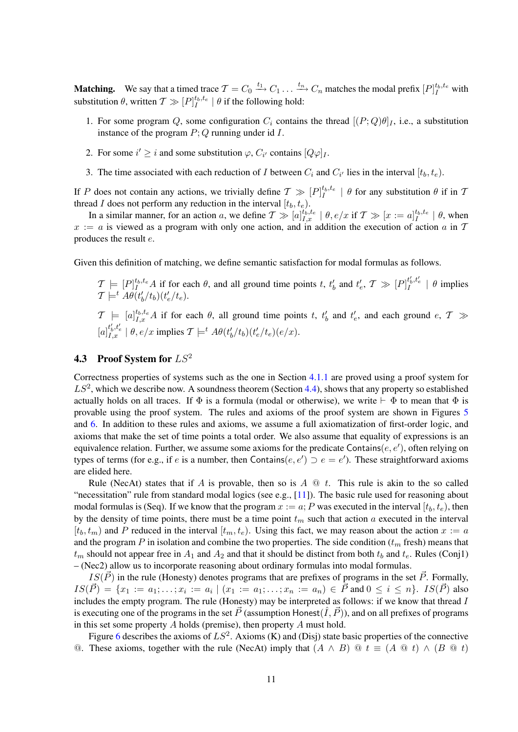**Matching.** We say that a timed trace $\mathcal{T} = C_0 \xrightarrow{t_1} C_1 \ldots \xrightarrow{t_n} C_n$ matches the modal prefix $[P]_I^{t_b,t_e}$ with substitution $\theta$, written $\mathcal{T} \gg [P]_I^{t_b,t_e} \mid \theta$ if the following hold:

1. For some program $Q$, some configuration $C_i$ contains the thread $[(P;Q)\theta]_I$, i.e., a substitution instance of the program $P;Q$ running under id $I$.

2. For some $i' \geq i$ and some substitution $\varphi$, $C_{i'}$ contains $[Q\varphi]_I$.

3. The time associated with each reduction of $I$ between $C_i$ and $C_{i'}$ lies in the interval $[t_b, t_e)$.

If $P$ does not contain any actions, we trivially define $\mathcal{T} \gg [P]_I^{t_b,t_e} \mid \theta$ for any substitution $\theta$ if in $\mathcal{T}$ thread $I$ does not perform any reduction in the interval $[t_b, t_e)$.

In a similar manner, for an action $a$, we define $\mathcal{T} \gg [a]_{I,x}^{t_b,t_e} \mid \theta, e/x$ if $\mathcal{T} \gg [x := a]_I^{t_b,t_e} \mid \theta$, when $x := a$ is viewed as a program with only one action, and in addition the execution of action $a$ in $\mathcal{T}$ produces the result $e$.

Given this definition of matching, we define semantic satisfaction for modal formulas as follows.

$\mathcal{T} \models [P]_I^{t_b,t_e} A$ if for each $\theta$, and all ground time points $t$, $t_b'$ and $t_e'$, $\mathcal{T} \gg [P]_I^{t_b',t_e'} \mid \theta$ implies $\mathcal{T} \models^t A\theta(t_b'/t_b)(t_e'/t_e)$.

$\mathcal{T} \models [a]_{I,x}^{t_b,t_e} A$ if for each $\theta$, all ground time points $t$, $t_b'$ and $t_e'$, and each ground $e$, $\mathcal{T} \gg [a]_{I,x}^{t_b',t_e'} \mid \theta, e/x$ implies $\mathcal{T} \models^t A\theta(t_b'/t_b)(t_e'/t_e)(e/x)$.

### 4.3 Proof System for $LS^2$

Correctness properties of systems such as the one in Section 4.1.1 are proved using a proof system for $LS^2$, which we describe now. A soundness theorem (Section 4.4), shows that any property so established actually holds on all traces. If $\Phi$ is a formula (modal or otherwise), we write $\vdash \Phi$ to mean that $\Phi$ is provable using the proof system. The rules and axioms of the proof system are shown in Figures 5 and 6. In addition to these rules and axioms, we assume a full axiomatization of first-order logic, and axioms that make the set of time points a total order. We also assume that equality of expressions is an equivalence relation. Further, we assume some axioms for the predicate $\mathsf{Contains}(e, e')$, often relying on types of terms (for e.g., if $e$ is a number, then $\mathsf{Contains}(e, e') \supset e = e'$). These straightforward axioms are elided here.

Rule (NecAt) states that if $A$ is provable, then so is $A$ @ $t$. This rule is akin to the so called "necessitation" rule from standard modal logics (see e.g., [11]). The basic rule used for reasoning about modal formulas is (Seq). If we know that the program $x := a; P$ was executed in the interval $[t_b, t_e)$, then by the density of time points, there must be a time point $t_m$ such that action $a$ executed in the interval $[t_b, t_m)$ and $P$ reduced in the interval $[t_m, t_e)$. Using this fact, we may reason about the action $x := a$ and the program $P$ in isolation and combine the two properties. The side condition ($t_m$ fresh) means that $t_m$ should not appear free in $A_1$ and $A_2$ and that it should be distinct from both $t_b$ and $t_e$. Rules (Conj1) – (Nec2) allow us to incorporate reasoning about ordinary formulas into modal formulas.

$IS(\vec{P})$ in the rule (Honesty) denotes programs that are prefixes of programs in the set $\vec{P}$. Formally, $IS(\vec{P}) = \{x_1 := a_1; \ldots; x_i := a_i \mid (x_1 := a_1; \ldots; x_n := a_n) \in \vec{P} \text{ and } 0 \leq i \leq n\}$. $IS(\vec{P})$ also includes the empty program. The rule (Honesty) may be interpreted as follows: if we know that thread $I$ is executing one of the programs in the set $\vec{P}$ (assumption $\mathsf{Honest}(\hat{I}, \vec{P})$), and on all prefixes of programs in this set some property $A$ holds (premise), then property $A$ must hold.

Figure 6 describes the axioms of $LS^2$. Axioms (K) and (Disj) state basic properties of the connective @. These axioms, together with the rule (NecAt) imply that $(A \wedge B)$ @ $t \equiv (A$ @ $t) \wedge (B$ @ $t)$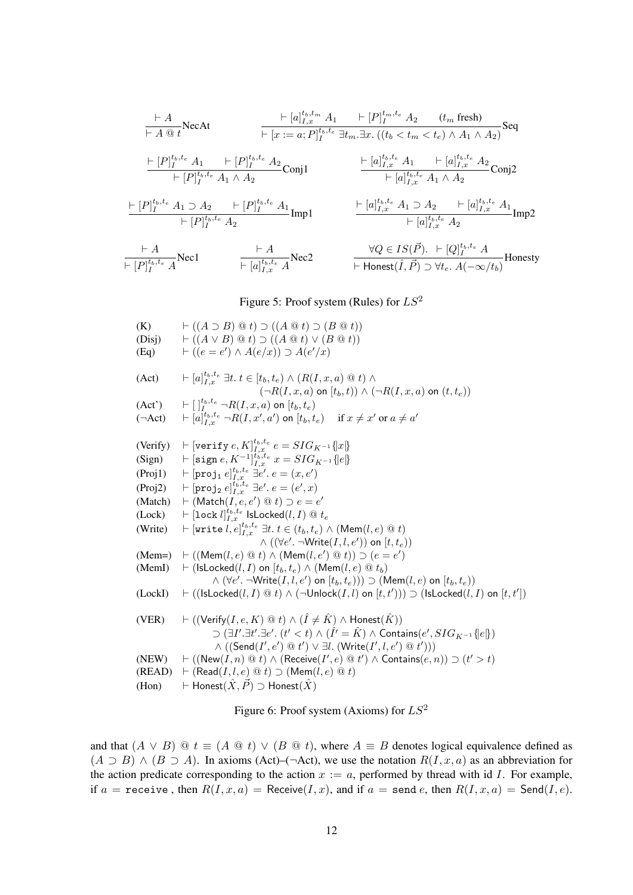$$\frac{\vdash A}{\vdash A \mathbin{@} t}\text{NecAt} \qquad \frac{\vdash [a]_{I,x}^{t_b,t_m} A_1 \qquad \vdash [P]_I^{t_m,t_e} A_2 \qquad (t_m \text{ fresh})}{\vdash [x := a; P]_I^{t_b,t_e} \exists t_m.\exists x.\, ((t_b < t_m < t_e) \wedge A_1 \wedge A_2)}\text{Seq}$$

$$\frac{\vdash [P]_I^{t_b,t_e} A_1 \qquad \vdash [P]_I^{t_b,t_e} A_2}{\vdash [P]_I^{t_b,t_e} A_1 \wedge A_2}\text{Conj1} \qquad \frac{\vdash [a]_{I,x}^{t_b,t_e} A_1 \qquad \vdash [a]_{I,x}^{t_b,t_e} A_2}{\vdash [a]_{I,x}^{t_b,t_e} A_1 \wedge A_2}\text{Conj2}$$

$$\frac{\vdash [P]_I^{t_b,t_e} A_1 \supset A_2 \qquad \vdash [P]_I^{t_b,t_e} A_1}{\vdash [P]_I^{t_b,t_e} A_2}\text{Imp1} \qquad \frac{\vdash [a]_{I,x}^{t_b,t_e} A_1 \supset A_2 \qquad \vdash [a]_{I,x}^{t_b,t_e} A_1}{\vdash [a]_{I,x}^{t_b,t_e} A_2}\text{Imp2}$$

$$\frac{\vdash A}{\vdash [P]_I^{t_b,t_e} A}\text{Nec1} \qquad \frac{\vdash A}{\vdash [a]_{I,x}^{t_b,t_e} A}\text{Nec2} \qquad \frac{\forall Q \in IS(\vec{P}).\ \vdash [Q]_I^{t_b,t_e} A}{\vdash \mathsf{Honest}(\hat{I}, \vec{P}) \supset \forall t_e.\, A(-\infty/t_b)}\text{Honesty}$$

Figure 5: Proof system (Rules) for $LS^2$

(K) $\vdash ((A \supset B) \mathbin{@} t) \supset ((A \mathbin{@} t) \supset (B \mathbin{@} t))$

(Disj) $\vdash ((A \vee B) \mathbin{@} t) \supset ((A \mathbin{@} t) \vee (B \mathbin{@} t))$

(Eq) $\vdash ((e = e') \wedge A(e/x)) \supset A(e'/x)$

(Act) $\vdash [a]_{I,x}^{t_b,t_e} \exists t.\, t \in [t_b, t_e) \wedge (R(I,x,a) \mathbin{@} t) \wedge (\neg R(I,x,a) \text{ on } [t_b, t)) \wedge (\neg R(I,x,a) \text{ on } (t, t_e))$

(Act') $\vdash [\,]_I^{t_b,t_e} \neg R(I,x,a) \text{ on } [t_b, t_e)$

($\neg$Act) $\vdash [a]_{I,x}^{t_b,t_e} \neg R(I,x',a') \text{ on } [t_b, t_e) \quad$ if $x \neq x'$ or $a \neq a'$

(Verify) $\vdash [\texttt{verify}\ e, K]_{I,x}^{t_b,t_e}\ e = SIG_{K^{-1}}\{|x|\}$

(Sign) $\vdash [\texttt{sign}\ e, K^{-1}]_{I,x}^{t_b,t_e}\ x = SIG_{K^{-1}}\{|e|\}$

(Proj1) $\vdash [\texttt{proj}_1\ e]_{I,x}^{t_b,t_e} \exists e'.\, e = (x, e')$

(Proj2) $\vdash [\texttt{proj}_2\ e]_{I,x}^{t_b,t_e} \exists e'.\, e = (e', x)$

(Match) $\vdash (\mathsf{Match}(I, e, e') \mathbin{@} t) \supset e = e'$

(Lock) $\vdash [\texttt{lock}\ l]_{I,x}^{t_b,t_e} \mathsf{IsLocked}(l, I) \mathbin{@} t_e$

(Write) $\vdash [\texttt{write}\ l, e]_{I,x}^{t_b,t_e} \exists t.\, t \in (t_b, t_e) \wedge (\mathsf{Mem}(l, e) \mathbin{@} t) \wedge ((\forall e'.\, \neg \mathsf{Write}(I, l, e')) \text{ on } [t, t_e))$

(Mem=) $\vdash ((\mathsf{Mem}(l, e) \mathbin{@} t) \wedge (\mathsf{Mem}(l, e') \mathbin{@} t)) \supset (e = e')$

(MemI) $\vdash (\mathsf{IsLocked}(l, I) \text{ on } [t_b, t_e) \wedge (\mathsf{Mem}(l, e) \mathbin{@} t_b) \wedge (\forall e'.\, \neg\mathsf{Write}(I, l, e') \text{ on } [t_b, t_e))) \supset (\mathsf{Mem}(l, e) \text{ on } [t_b, t_e))$

(LockI) $\vdash ((\mathsf{IsLocked}(l, I) \mathbin{@} t) \wedge (\neg\mathsf{Unlock}(I, l) \text{ on } [t, t'])) \supset (\mathsf{IsLocked}(l, I) \text{ on } [t, t'])$

(VER) $\vdash ((\mathsf{Verify}(I, e, K) \mathbin{@} t) \wedge (\hat{I} \neq \hat{K}) \wedge \mathsf{Honest}(\hat{K})) \supset (\exists I'.\exists t'.\exists e'.\, (t' < t) \wedge (\hat{I'} = \hat{K}) \wedge \mathsf{Contains}(e', SIG_{K^{-1}}\{|e|\}) \wedge ((\mathsf{Send}(I', e') \mathbin{@} t') \vee \exists l.\, (\mathsf{Write}(I', l, e') \mathbin{@} t')))$

(NEW) $\vdash ((\mathsf{New}(I, n) \mathbin{@} t) \wedge (\mathsf{Receive}(I', e) \mathbin{@} t') \wedge \mathsf{Contains}(e, n)) \supset (t' > t)$

(READ) $\vdash (\mathsf{Read}(I, l, e) \mathbin{@} t) \supset (\mathsf{Mem}(l, e) \mathbin{@} t)$

(Hon) $\vdash \mathsf{Honest}(\hat{X}, \vec{P}) \supset \mathsf{Honest}(\hat{X})$

Figure 6: Proof system (Axioms) for $LS^2$

and that $(A \vee B) \mathbin{@} t \equiv (A \mathbin{@} t) \vee (B \mathbin{@} t)$, where $A \equiv B$ denotes logical equivalence defined as $(A \supset B) \wedge (B \supset A)$. In axioms (Act)–($\neg$Act), we use the notation $R(I, x, a)$ as an abbreviation for the action predicate corresponding to the action $x := a$, performed by thread with id $I$. For example, if $a = \texttt{receive}$, then $R(I, x, a) = \mathsf{Receive}(I, x)$, and if $a = \texttt{send}\ e$, then $R(I, x, a) = \mathsf{Send}(I, e)$.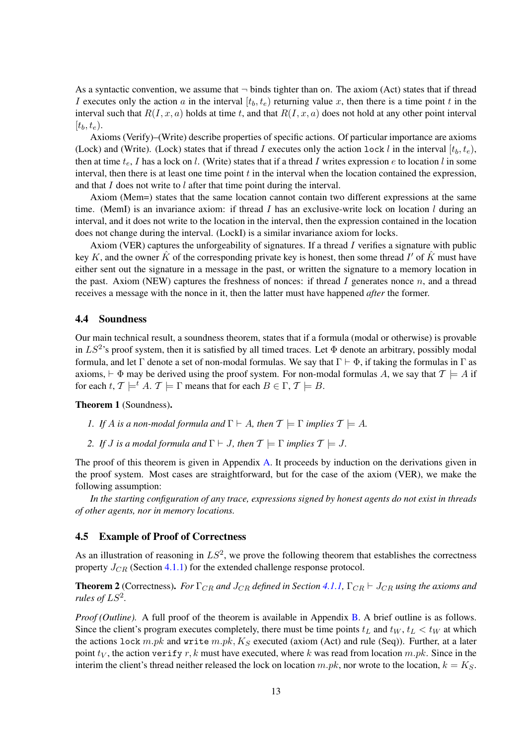As a syntactic convention, we assume that $\neg$ binds tighter than on. The axiom (Act) states that if thread $I$ executes only the action $a$ in the interval $[t_b, t_e)$ returning value $x$, then there is a time point $t$ in the interval such that $R(I, x, a)$ holds at time $t$, and that $R(I, x, a)$ does not hold at any other point interval $[t_b, t_e)$.

Axioms (Verify)–(Write) describe properties of specific actions. Of particular importance are axioms (Lock) and (Write). (Lock) states that if thread $I$ executes only the action `lock` $l$ in the interval $[t_b, t_e)$, then at time $t_e$, $I$ has a lock on $l$. (Write) states that if a thread $I$ writes expression $e$ to location $l$ in some interval, then there is at least one time point $t$ in the interval when the location contained the expression, and that $I$ does not write to $l$ after that time point during the interval.

Axiom (Mem=) states that the same location cannot contain two different expressions at the same time. (MemI) is an invariance axiom: if thread $I$ has an exclusive-write lock on location $l$ during an interval, and it does not write to the location in the interval, then the expression contained in the location does not change during the interval. (LockI) is a similar invariance axiom for locks.

Axiom (VER) captures the unforgeability of signatures. If a thread $I$ verifies a signature with public key $K$, and the owner $\hat{K}$ of the corresponding private key is honest, then some thread $I'$ of $\hat{K}$ must have either sent out the signature in a message in the past, or written the signature to a memory location in the past. Axiom (NEW) captures the freshness of nonces: if thread $I$ generates nonce $n$, and a thread receives a message with the nonce in it, then the latter must have happened *after* the former.

## 4.4 Soundness

Our main technical result, a soundness theorem, states that if a formula (modal or otherwise) is provable in $LS^2$'s proof system, then it is satisfied by all timed traces. Let $\Phi$ denote an arbitrary, possibly modal formula, and let $\Gamma$ denote a set of non-modal formulas. We say that $\Gamma \vdash \Phi$, if taking the formulas in $\Gamma$ as axioms, $\vdash \Phi$ may be derived using the proof system. For non-modal formulas $A$, we say that $\mathcal{T} \models A$ if for each $t$, $\mathcal{T} \models^t A$. $\mathcal{T} \models \Gamma$ means that for each $B \in \Gamma$, $\mathcal{T} \models B$.

**Theorem 1** (Soundness)**.**

1. *If $A$ is a non-modal formula and $\Gamma \vdash A$, then $\mathcal{T} \models \Gamma$ implies $\mathcal{T} \models A$.*
2. *If $J$ is a modal formula and $\Gamma \vdash J$, then $\mathcal{T} \models \Gamma$ implies $\mathcal{T} \models J$.*

The proof of this theorem is given in Appendix A. It proceeds by induction on the derivations given in the proof system. Most cases are straightforward, but for the case of the axiom (VER), we make the following assumption:

*In the starting configuration of any trace, expressions signed by honest agents do not exist in threads of other agents, nor in memory locations.*

## 4.5 Example of Proof of Correctness

As an illustration of reasoning in $LS^2$, we prove the following theorem that establishes the correctness property $J_{CR}$ (Section 4.1.1) for the extended challenge response protocol.

**Theorem 2** (Correctness)**.** *For $\Gamma_{CR}$ and $J_{CR}$ defined in Section 4.1.1, $\Gamma_{CR} \vdash J_{CR}$ using the axioms and rules of $LS^2$.*

*Proof (Outline).* A full proof of the theorem is available in Appendix B. A brief outline is as follows. Since the client's program executes completely, there must be time points $t_L$ and $t_W$, $t_L < t_W$ at which the actions `lock` $m.pk$ and `write` $m.pk, K_S$ executed (axiom (Act) and rule (Seq)). Further, at a later point $t_V$, the action `verify` $r, k$ must have executed, where $k$ was read from location $m.pk$. Since in the interim the client's thread neither released the lock on location $m.pk$, nor wrote to the location, $k = K_S$.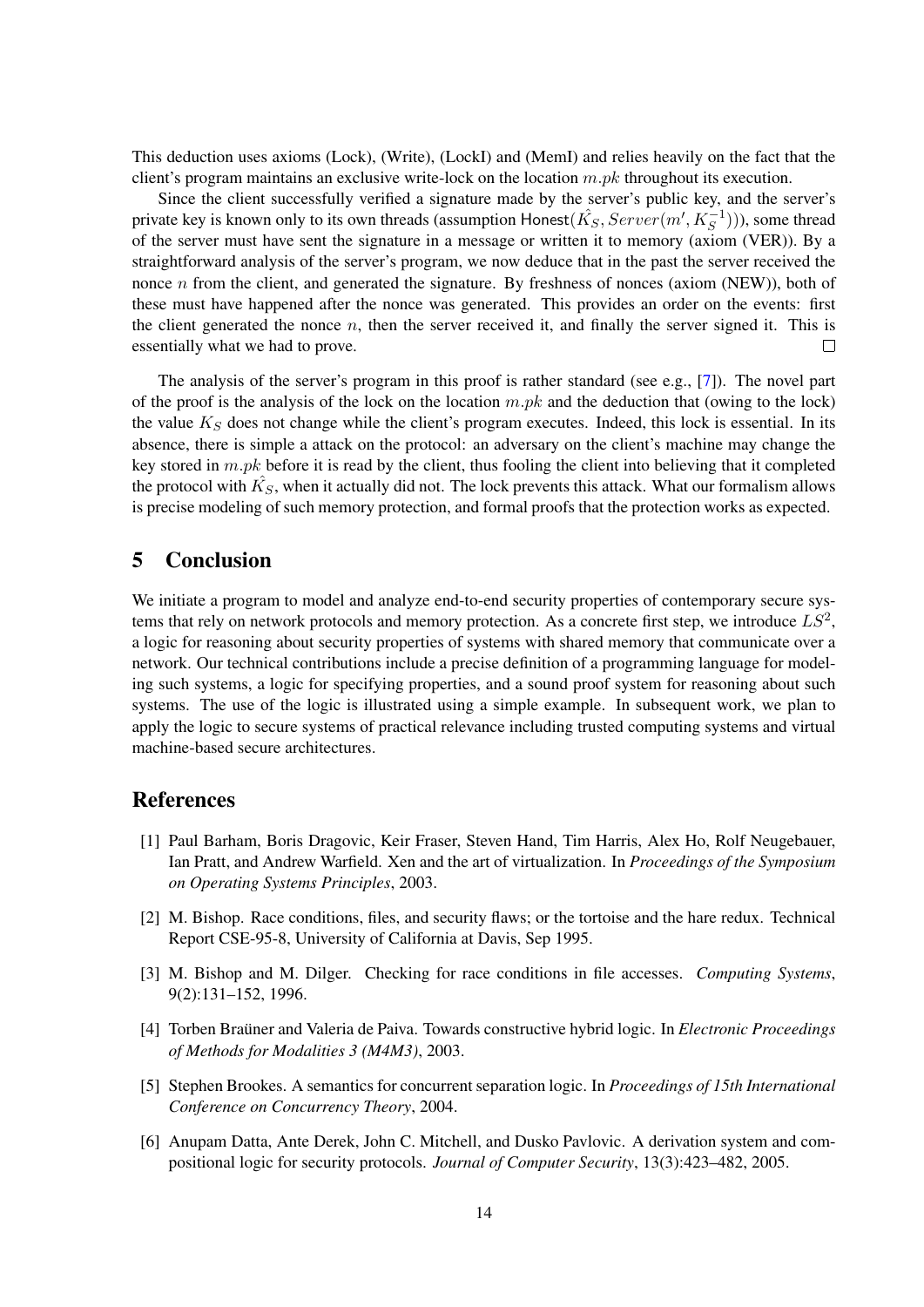This deduction uses axioms (Lock), (Write), (LockI) and (MemI) and relies heavily on the fact that the client's program maintains an exclusive write-lock on the location $m.pk$ throughout its execution.

Since the client successfully verified a signature made by the server's public key, and the server's private key is known only to its own threads (assumption $\mathsf{Honest}(\hat{K_S}, Server(m', K_S^{-1}))$), some thread of the server must have sent the signature in a message or written it to memory (axiom (VER)). By a straightforward analysis of the server's program, we now deduce that in the past the server received the nonce $n$ from the client, and generated the signature. By freshness of nonces (axiom (NEW)), both of these must have happened after the nonce was generated. This provides an order on the events: first the client generated the nonce $n$, then the server received it, and finally the server signed it. This is essentially what we had to prove. □

The analysis of the server's program in this proof is rather standard (see e.g., [7]). The novel part of the proof is the analysis of the lock on the location $m.pk$ and the deduction that (owing to the lock) the value $K_S$ does not change while the client's program executes. Indeed, this lock is essential. In its absence, there is simple a attack on the protocol: an adversary on the client's machine may change the key stored in $m.pk$ before it is read by the client, thus fooling the client into believing that it completed the protocol with $\hat{K_S}$, when it actually did not. The lock prevents this attack. What our formalism allows is precise modeling of such memory protection, and formal proofs that the protection works as expected.

## 5 Conclusion

We initiate a program to model and analyze end-to-end security properties of contemporary secure systems that rely on network protocols and memory protection. As a concrete first step, we introduce $LS^2$, a logic for reasoning about security properties of systems with shared memory that communicate over a network. Our technical contributions include a precise definition of a programming language for modeling such systems, a logic for specifying properties, and a sound proof system for reasoning about such systems. The use of the logic is illustrated using a simple example. In subsequent work, we plan to apply the logic to secure systems of practical relevance including trusted computing systems and virtual machine-based secure architectures.

## References

[1] Paul Barham, Boris Dragovic, Keir Fraser, Steven Hand, Tim Harris, Alex Ho, Rolf Neugebauer, Ian Pratt, and Andrew Warfield. Xen and the art of virtualization. In *Proceedings of the Symposium on Operating Systems Principles*, 2003.

[2] M. Bishop. Race conditions, files, and security flaws; or the tortoise and the hare redux. Technical Report CSE-95-8, University of California at Davis, Sep 1995.

[3] M. Bishop and M. Dilger. Checking for race conditions in file accesses. *Computing Systems*, 9(2):131–152, 1996.

[4] Torben Braüner and Valeria de Paiva. Towards constructive hybrid logic. In *Electronic Proceedings of Methods for Modalities 3 (M4M3)*, 2003.

[5] Stephen Brookes. A semantics for concurrent separation logic. In *Proceedings of 15th International Conference on Concurrency Theory*, 2004.

[6] Anupam Datta, Ante Derek, John C. Mitchell, and Dusko Pavlovic. A derivation system and compositional logic for security protocols. *Journal of Computer Security*, 13(3):423–482, 2005.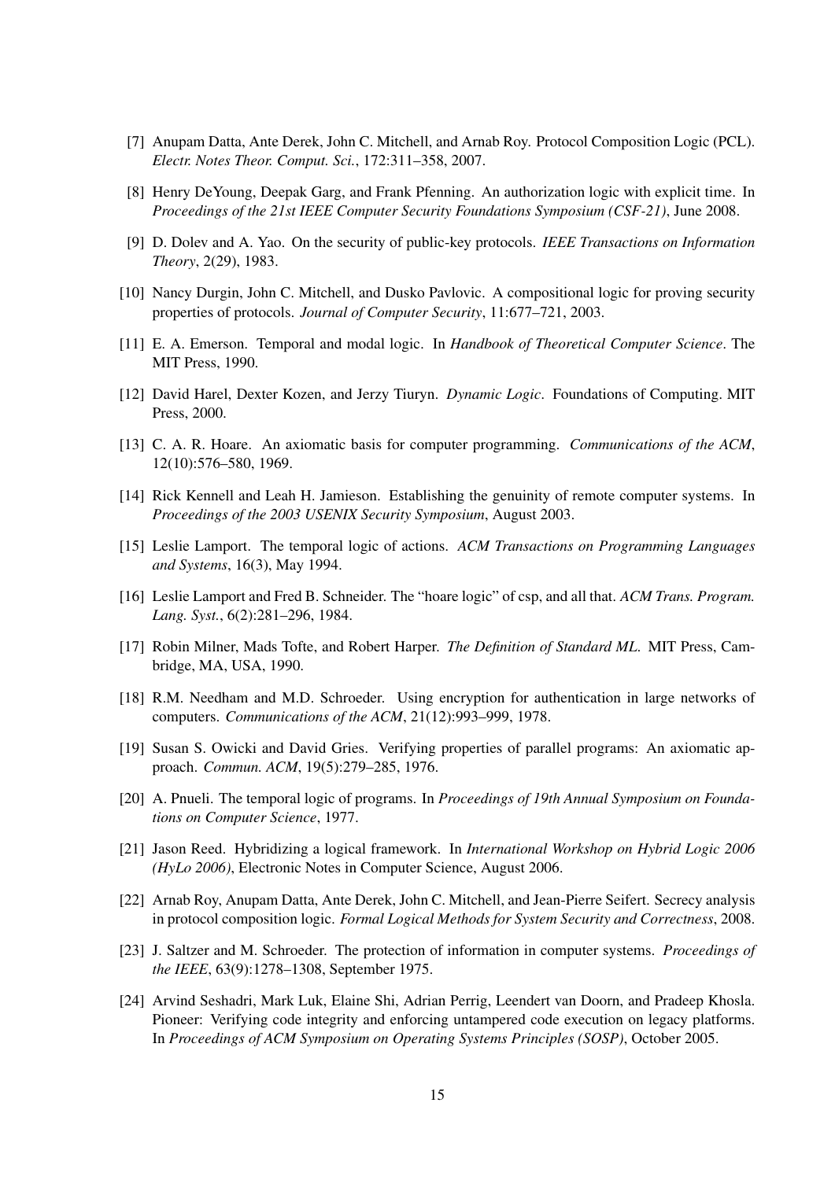[7] Anupam Datta, Ante Derek, John C. Mitchell, and Arnab Roy. Protocol Composition Logic (PCL). *Electr. Notes Theor. Comput. Sci.*, 172:311–358, 2007.

[8] Henry DeYoung, Deepak Garg, and Frank Pfenning. An authorization logic with explicit time. In *Proceedings of the 21st IEEE Computer Security Foundations Symposium (CSF-21)*, June 2008.

[9] D. Dolev and A. Yao. On the security of public-key protocols. *IEEE Transactions on Information Theory*, 2(29), 1983.

[10] Nancy Durgin, John C. Mitchell, and Dusko Pavlovic. A compositional logic for proving security properties of protocols. *Journal of Computer Security*, 11:677–721, 2003.

[11] E. A. Emerson. Temporal and modal logic. In *Handbook of Theoretical Computer Science*. The MIT Press, 1990.

[12] David Harel, Dexter Kozen, and Jerzy Tiuryn. *Dynamic Logic*. Foundations of Computing. MIT Press, 2000.

[13] C. A. R. Hoare. An axiomatic basis for computer programming. *Communications of the ACM*, 12(10):576–580, 1969.

[14] Rick Kennell and Leah H. Jamieson. Establishing the genuinity of remote computer systems. In *Proceedings of the 2003 USENIX Security Symposium*, August 2003.

[15] Leslie Lamport. The temporal logic of actions. *ACM Transactions on Programming Languages and Systems*, 16(3), May 1994.

[16] Leslie Lamport and Fred B. Schneider. The "hoare logic" of csp, and all that. *ACM Trans. Program. Lang. Syst.*, 6(2):281–296, 1984.

[17] Robin Milner, Mads Tofte, and Robert Harper. *The Definition of Standard ML*. MIT Press, Cambridge, MA, USA, 1990.

[18] R.M. Needham and M.D. Schroeder. Using encryption for authentication in large networks of computers. *Communications of the ACM*, 21(12):993–999, 1978.

[19] Susan S. Owicki and David Gries. Verifying properties of parallel programs: An axiomatic approach. *Commun. ACM*, 19(5):279–285, 1976.

[20] A. Pnueli. The temporal logic of programs. In *Proceedings of 19th Annual Symposium on Foundations on Computer Science*, 1977.

[21] Jason Reed. Hybridizing a logical framework. In *International Workshop on Hybrid Logic 2006 (HyLo 2006)*, Electronic Notes in Computer Science, August 2006.

[22] Arnab Roy, Anupam Datta, Ante Derek, John C. Mitchell, and Jean-Pierre Seifert. Secrecy analysis in protocol composition logic. *Formal Logical Methods for System Security and Correctness*, 2008.

[23] J. Saltzer and M. Schroeder. The protection of information in computer systems. *Proceedings of the IEEE*, 63(9):1278–1308, September 1975.

[24] Arvind Seshadri, Mark Luk, Elaine Shi, Adrian Perrig, Leendert van Doorn, and Pradeep Khosla. Pioneer: Verifying code integrity and enforcing untampered code execution on legacy platforms. In *Proceedings of ACM Symposium on Operating Systems Principles (SOSP)*, October 2005.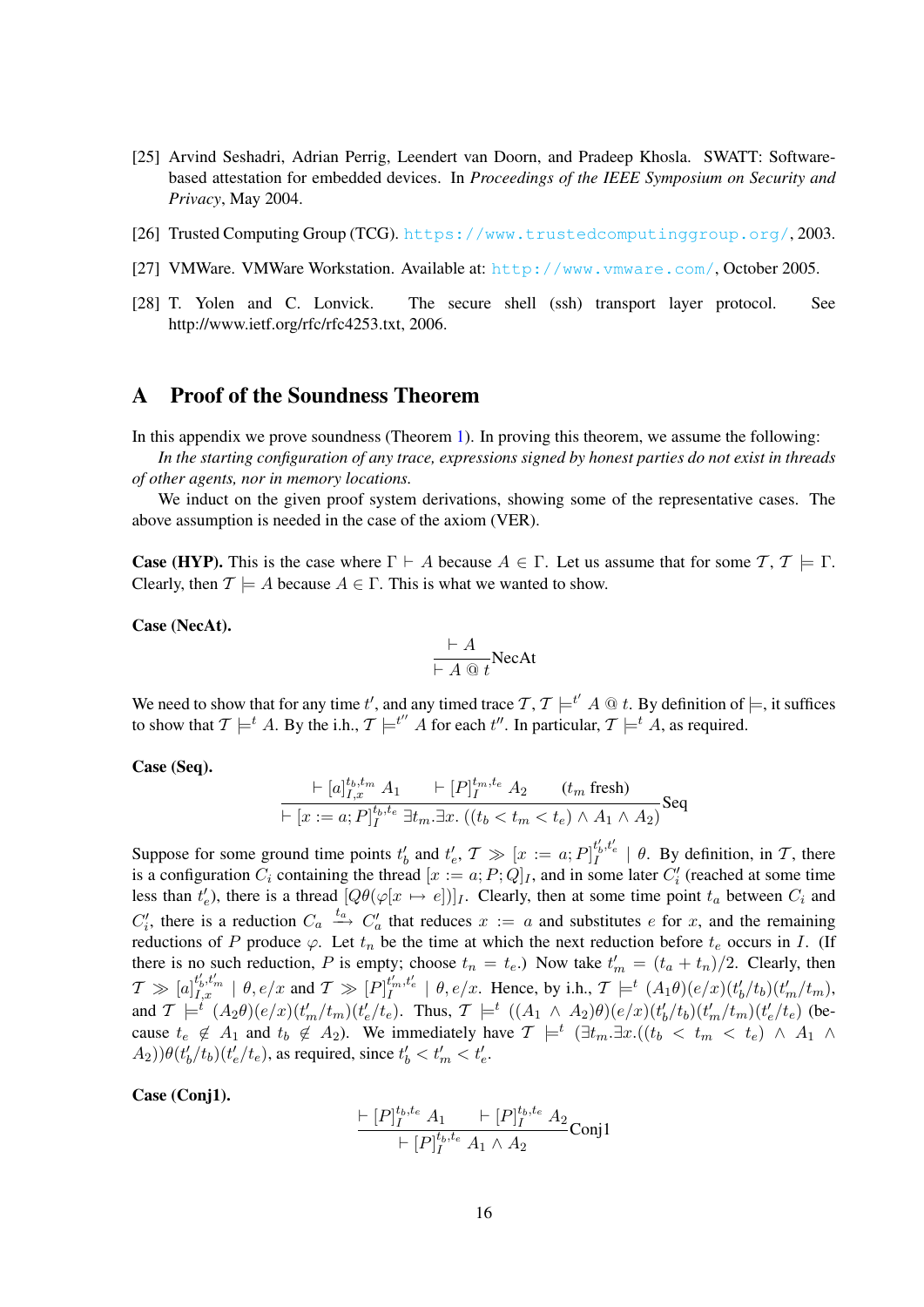[25] Arvind Seshadri, Adrian Perrig, Leendert van Doorn, and Pradeep Khosla. SWATT: Software-based attestation for embedded devices. In *Proceedings of the IEEE Symposium on Security and Privacy*, May 2004.

[26] Trusted Computing Group (TCG). https://www.trustedcomputinggroup.org/, 2003.

[27] VMWare. VMWare Workstation. Available at: http://www.vmware.com/, October 2005.

[28] T. Yolen and C. Lonvick. The secure shell (ssh) transport layer protocol. See http://www.ietf.org/rfc/rfc4253.txt, 2006.

## A Proof of the Soundness Theorem

In this appendix we prove soundness (Theorem 1). In proving this theorem, we assume the following:

*In the starting configuration of any trace, expressions signed by honest parties do not exist in threads of other agents, nor in memory locations.*

We induct on the given proof system derivations, showing some of the representative cases. The above assumption is needed in the case of the axiom (VER).

**Case (HYP).** This is the case where $\Gamma \vdash A$ because $A \in \Gamma$. Let us assume that for some $\mathcal{T}$, $\mathcal{T} \models \Gamma$. Clearly, then $\mathcal{T} \models A$ because $A \in \Gamma$. This is what we wanted to show.

**Case (NecAt).**

$$\frac{\vdash A}{\vdash A \ @ \ t}\text{NecAt}$$

We need to show that for any time $t'$, and any timed trace $\mathcal{T}$, $\mathcal{T} \models^{t'} A \ @ \ t$. By definition of $\models$, it suffices to show that $\mathcal{T} \models^{t} A$. By the i.h., $\mathcal{T} \models^{t''} A$ for each $t''$. In particular, $\mathcal{T} \models^{t} A$, as required.

**Case (Seq).**

$$\frac{\vdash [a]_{I,x}^{t_b,t_m} \ A_1 \qquad \vdash [P]_I^{t_m,t_e} \ A_2 \qquad (t_m \text{ fresh})}{\vdash [x := a; P]_I^{t_b,t_e} \ \exists t_m.\exists x.\ ((t_b < t_m < t_e) \wedge A_1 \wedge A_2)}\text{Seq}$$

Suppose for some ground time points $t'_b$ and $t'_e$, $\mathcal{T} \gg [x := a; P]_I^{t'_b,t'_e} \mid \theta$. By definition, in $\mathcal{T}$, there is a configuration $C_i$ containing the thread $[x := a; P; Q]_I$, and in some later $C'_i$ (reached at some time less than $t'_e$), there is a thread $[Q\theta(\varphi[x \mapsto e])]_I$. Clearly, then at some time point $t_a$ between $C_i$ and $C'_i$, there is a reduction $C_a \xrightarrow{t_a} C'_a$ that reduces $x := a$ and substitutes $e$ for $x$, and the remaining reductions of $P$ produce $\varphi$. Let $t_n$ be the time at which the next reduction before $t_e$ occurs in $I$. (If there is no such reduction, $P$ is empty; choose $t_n = t_e$.) Now take $t'_m = (t_a + t_n)/2$. Clearly, then $\mathcal{T} \gg [a]_{I,x}^{t'_b,t'_m} \mid \theta, e/x$ and $\mathcal{T} \gg [P]_I^{t'_m,t'_e} \mid \theta, e/x$. Hence, by i.h., $\mathcal{T} \models^t (A_1\theta)(e/x)(t'_b/t_b)(t'_m/t_m)$, and $\mathcal{T} \models^t (A_2\theta)(e/x)(t'_m/t_m)(t'_e/t_e)$. Thus, $\mathcal{T} \models^t ((A_1 \wedge A_2)\theta)(e/x)(t'_b/t_b)(t'_m/t_m)(t'_e/t_e)$ (because $t_e \notin A_1$ and $t_b \notin A_2$). We immediately have $\mathcal{T} \models^t (\exists t_m.\exists x.((t_b < t_m < t_e) \wedge A_1 \wedge A_2))\theta(t'_b/t_b)(t'_e/t_e)$, as required, since $t'_b < t'_m < t'_e$.

**Case (Conj1).**

$$\frac{\vdash [P]_I^{t_b,t_e} \ A_1 \qquad \vdash [P]_I^{t_b,t_e} \ A_2}{\vdash [P]_I^{t_b,t_e} \ A_1 \wedge A_2}\text{Conj1}$$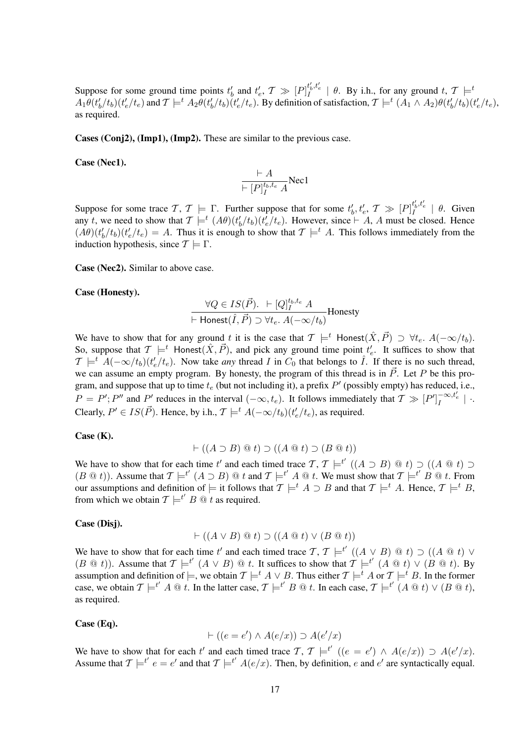Suppose for some ground time points $t'_b$ and $t'_e$, $\mathcal{T} \gg [P]_I^{t'_b,t'_e} \mid \theta$. By i.h., for any ground $t$, $\mathcal{T} \models^t A_1\theta(t'_b/t_b)(t'_e/t_e)$ and $\mathcal{T} \models^t A_2\theta(t'_b/t_b)(t'_e/t_e)$. By definition of satisfaction, $\mathcal{T} \models^t (A_1 \wedge A_2)\theta(t'_b/t_b)(t'_e/t_e)$, as required.

**Cases (Conj2), (Imp1), (Imp2).** These are similar to the previous case.

**Case (Nec1).**

$$\frac{\vdash A}{\vdash [P]_I^{t_b,t_e}\, A}\text{Nec1}$$

Suppose for some trace $\mathcal{T}$, $\mathcal{T} \models \Gamma$. Further suppose that for some $t'_b, t'_e$, $\mathcal{T} \gg [P]_I^{t'_b,t'_e} \mid \theta$. Given any $t$, we need to show that $\mathcal{T} \models^t (A\theta)(t'_b/t_b)(t'_e/t_e)$. However, since $\vdash A$, $A$ must be closed. Hence $(A\theta)(t'_b/t_b)(t'_e/t_e) = A$. Thus it is enough to show that $\mathcal{T} \models^t A$. This follows immediately from the induction hypothesis, since $\mathcal{T} \models \Gamma$.

**Case (Nec2).** Similar to above case.

**Case (Honesty).**

$$\frac{\forall Q \in IS(\vec{P}).\ \ \vdash [Q]_I^{t_b,t_e}\, A}{\vdash \mathsf{Honest}(\hat{I}, \vec{P}) \supset \forall t_e.\ A(-\infty/t_b)}\text{Honesty}$$

We have to show that for any ground $t$ it is the case that $\mathcal{T} \models^t \mathsf{Honest}(\hat{X}, \vec{P}) \supset \forall t_e.\ A(-\infty/t_b)$. So, suppose that $\mathcal{T} \models^t \mathsf{Honest}(\hat{X}, \vec{P})$, and pick any ground time point $t'_e$. It suffices to show that $\mathcal{T} \models^t A(-\infty/t_b)(t'_e/t_e)$. Now take *any* thread $I$ in $C_0$ that belongs to $\hat{I}$. If there is no such thread, we can assume an empty program. By honesty, the program of this thread is in $\vec{P}$. Let $P$ be this program, and suppose that up to time $t_e$ (but not including it), a prefix $P'$ (possibly empty) has reduced, i.e., $P = P'; P''$ and $P'$ reduces in the interval $(-\infty, t_e)$. It follows immediately that $\mathcal{T} \gg [P']_I^{-\infty,t'_e} \mid \cdot$. Clearly, $P' \in IS(\vec{P})$. Hence, by i.h., $\mathcal{T} \models^t A(-\infty/t_b)(t'_e/t_e)$, as required.

**Case (K).**

$$\vdash ((A \supset B) \mathbin{@} t) \supset ((A \mathbin{@} t) \supset (B \mathbin{@} t))$$

We have to show that for each time $t'$ and each timed trace $\mathcal{T}$, $\mathcal{T} \models^{t'} ((A \supset B) \mathbin{@} t) \supset ((A \mathbin{@} t) \supset (B \mathbin{@} t))$. Assume that $\mathcal{T} \models^{t'} (A \supset B) \mathbin{@} t$ and $\mathcal{T} \models^{t'} A \mathbin{@} t$. We must show that $\mathcal{T} \models^{t'} B \mathbin{@} t$. From our assumptions and definition of $\models$ it follows that $\mathcal{T} \models^t A \supset B$ and that $\mathcal{T} \models^t A$. Hence, $\mathcal{T} \models^t B$, from which we obtain $\mathcal{T} \models^{t'} B \mathbin{@} t$ as required.

**Case (Disj).**

$$\vdash ((A \vee B) \mathbin{@} t) \supset ((A \mathbin{@} t) \vee (B \mathbin{@} t))$$

We have to show that for each time $t'$ and each timed trace $\mathcal{T}$, $\mathcal{T} \models^{t'} ((A \vee B) \mathbin{@} t) \supset ((A \mathbin{@} t) \vee (B \mathbin{@} t))$. Assume that $\mathcal{T} \models^{t'} (A \vee B) \mathbin{@} t$. It suffices to show that $\mathcal{T} \models^{t'} (A \mathbin{@} t) \vee (B \mathbin{@} t)$. By assumption and definition of $\models$, we obtain $\mathcal{T} \models^t A \vee B$. Thus either $\mathcal{T} \models^t A$ or $\mathcal{T} \models^t B$. In the former case, we obtain $\mathcal{T} \models^{t'} A \mathbin{@} t$. In the latter case, $\mathcal{T} \models^{t'} B \mathbin{@} t$. In each case, $\mathcal{T} \models^{t'} (A \mathbin{@} t) \vee (B \mathbin{@} t)$, as required.

**Case (Eq).**

$$\vdash ((e = e') \wedge A(e/x)) \supset A(e'/x)$$

We have to show that for each $t'$ and each timed trace $\mathcal{T}$, $\mathcal{T} \models^{t'} ((e = e') \wedge A(e/x)) \supset A(e'/x)$. Assume that $\mathcal{T} \models^{t'} e = e'$ and that $\mathcal{T} \models^{t'} A(e/x)$. Then, by definition, $e$ and $e'$ are syntactically equal.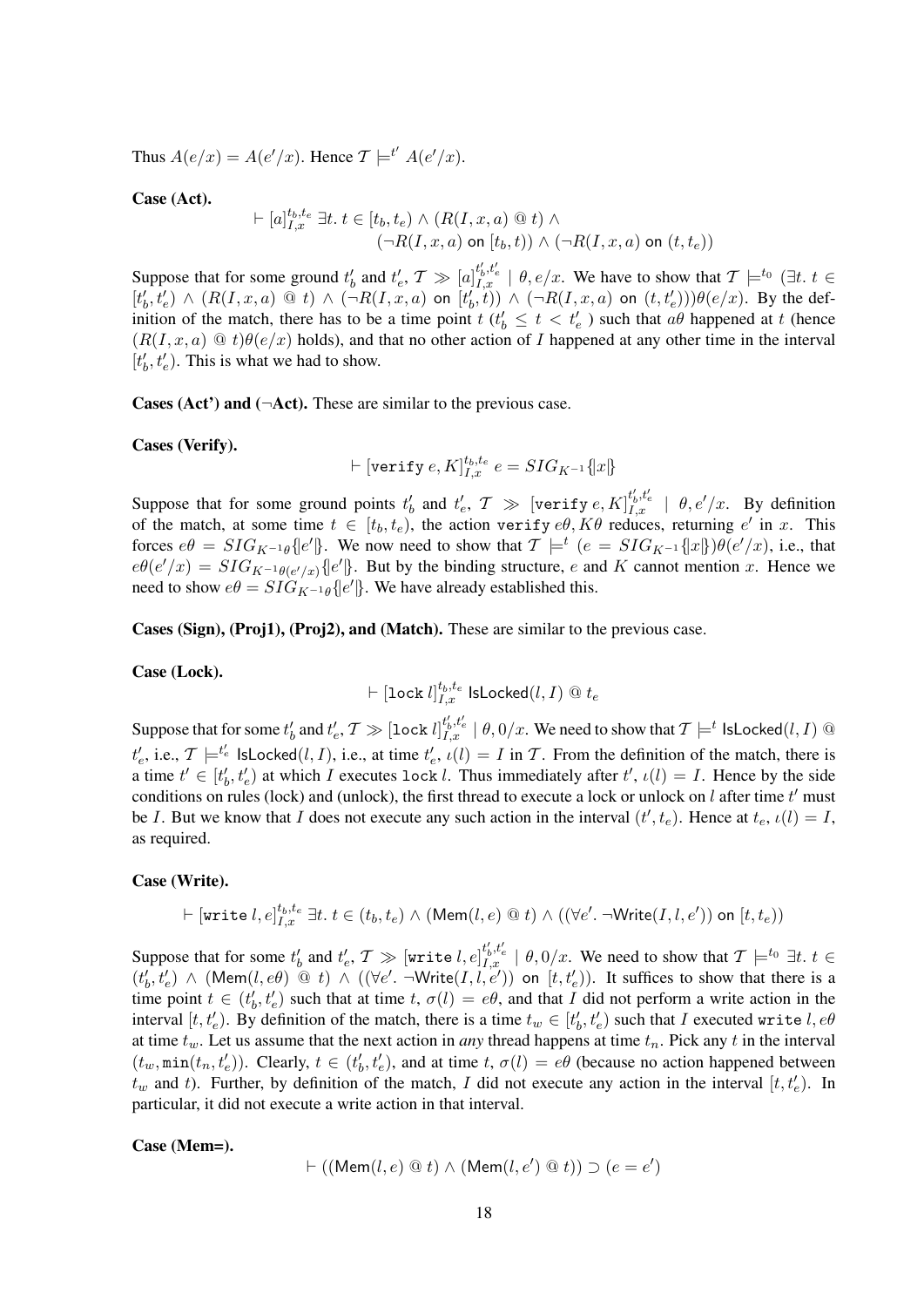Thus $A(e/x) = A(e'/x)$. Hence $\mathcal{T} \models^{t'} A(e'/x)$.

**Case (Act).**

$$\vdash [a]_{I,x}^{t_b,t_e}\ \exists t.\ t \in [t_b, t_e) \wedge (R(I,x,a) \ @\ t) \wedge (\neg R(I,x,a) \text{ on } [t_b, t)) \wedge (\neg R(I,x,a) \text{ on } (t, t_e))$$

Suppose that for some ground $t'_b$ and $t'_e$, $\mathcal{T} \gg [a]_{I,x}^{t'_b,t'_e} \mid \theta, e/x$. We have to show that $\mathcal{T} \models^{t_0} (\exists t.\ t \in [t'_b, t'_e) \wedge (R(I,x,a) \ @\ t) \wedge (\neg R(I,x,a) \text{ on } [t'_b, t)) \wedge (\neg R(I,x,a) \text{ on } (t, t'_e)))\theta(e/x)$. By the definition of the match, there has to be a time point $t$ ($t'_b \leq t < t'_e$ ) such that $a\theta$ happened at $t$ (hence $(R(I,x,a) \ @\ t)\theta(e/x)$ holds), and that no other action of $I$ happened at any other time in the interval $[t'_b, t'_e)$. This is what we had to show.

**Cases (Act') and ($\neg$Act).** These are similar to the previous case.

**Cases (Verify).**

$$\vdash [\texttt{verify}\ e, K]_{I,x}^{t_b,t_e}\ e = SIG_{K^{-1}}\{|x|\}$$

Suppose that for some ground points $t'_b$ and $t'_e$, $\mathcal{T} \gg [\texttt{verify}\ e, K]_{I,x}^{t'_b,t'_e} \mid \theta, e'/x$. By definition of the match, at some time $t \in [t_b, t_e)$, the action $\texttt{verify}\ e\theta, K\theta$ reduces, returning $e'$ in $x$. This forces $e\theta = SIG_{K^{-1}\theta}\{|e'|\}$. We now need to show that $\mathcal{T} \models^{t} (e = SIG_{K^{-1}}\{|x|\})\theta(e'/x)$, i.e., that $e\theta(e'/x) = SIG_{K^{-1}\theta(e'/x)}\{|e'|\}$. But by the binding structure, $e$ and $K$ cannot mention $x$. Hence we need to show $e\theta = SIG_{K^{-1}\theta}\{|e'|\}$. We have already established this.

**Cases (Sign), (Proj1), (Proj2), and (Match).** These are similar to the previous case.

**Case (Lock).**

$$\vdash [\texttt{lock}\ l]_{I,x}^{t_b,t_e}\ \mathsf{IsLocked}(l, I) \ @\ t_e$$

Suppose that for some $t'_b$ and $t'_e$, $\mathcal{T} \gg [\texttt{lock}\ l]_{I,x}^{t'_b,t'_e} \mid \theta, 0/x$. We need to show that $\mathcal{T} \models^{t} \mathsf{IsLocked}(l, I) \ @\ t'_e$, i.e., $\mathcal{T} \models^{t'_e} \mathsf{IsLocked}(l, I)$, i.e., at time $t'_e$, $\iota(l) = I$ in $\mathcal{T}$. From the definition of the match, there is a time $t' \in [t'_b, t'_e)$ at which $I$ executes $\texttt{lock}\ l$. Thus immediately after $t'$, $\iota(l) = I$. Hence by the side conditions on rules (lock) and (unlock), the first thread to execute a lock or unlock on $l$ after time $t'$ must be $I$. But we know that $I$ does not execute any such action in the interval $(t', t_e)$. Hence at $t_e$, $\iota(l) = I$, as required.

**Case (Write).**

$$\vdash [\texttt{write}\ l, e]_{I,x}^{t_b,t_e}\ \exists t.\ t \in (t_b, t_e) \wedge (\mathsf{Mem}(l, e) \ @\ t) \wedge ((\forall e'.\ \neg\mathsf{Write}(I, l, e')) \text{ on } [t, t_e))$$

Suppose that for some $t'_b$ and $t'_e$, $\mathcal{T} \gg [\texttt{write}\ l, e]_{I,x}^{t'_b,t'_e} \mid \theta, 0/x$. We need to show that $\mathcal{T} \models^{t_0} \exists t.\ t \in (t'_b, t'_e) \wedge (\mathsf{Mem}(l, e\theta) \ @\ t) \wedge ((\forall e'.\ \neg\mathsf{Write}(I, l, e')) \text{ on } [t, t'_e))$. It suffices to show that there is a time point $t \in (t'_b, t'_e)$ such that at time $t$, $\sigma(l) = e\theta$, and that $I$ did not perform a write action in the interval $[t, t'_e)$. By definition of the match, there is a time $t_w \in [t'_b, t'_e)$ such that $I$ executed $\texttt{write}\ l, e\theta$ at time $t_w$. Let us assume that the next action in *any* thread happens at time $t_n$. Pick any $t$ in the interval $(t_w, \texttt{min}(t_n, t'_e))$. Clearly, $t \in (t'_b, t'_e)$, and at time $t$, $\sigma(l) = e\theta$ (because no action happened between $t_w$ and $t$). Further, by definition of the match, $I$ did not execute any action in the interval $[t, t'_e)$. In particular, it did not execute a write action in that interval.

**Case (Mem=).**

$$\vdash ((\mathsf{Mem}(l, e) \ @\ t) \wedge (\mathsf{Mem}(l, e') \ @\ t)) \supset (e = e')$$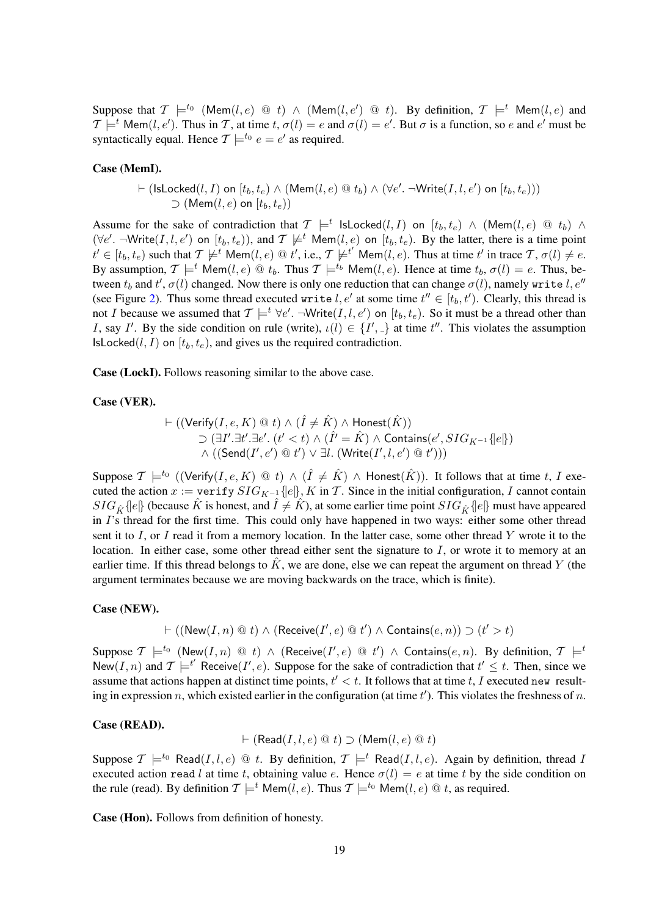Suppose that $\mathcal{T} \models^{t_0} (\mathsf{Mem}(l, e) \ @ \ t) \wedge (\mathsf{Mem}(l, e') \ @ \ t)$. By definition, $\mathcal{T} \models^{t} \mathsf{Mem}(l, e)$ and $\mathcal{T} \models^{t} \mathsf{Mem}(l, e')$. Thus in $\mathcal{T}$, at time $t$, $\sigma(l) = e$ and $\sigma(l) = e'$. But $\sigma$ is a function, so $e$ and $e'$ must be syntactically equal. Hence $\mathcal{T} \models^{t_0} e = e'$ as required.

**Case (MemI).**

$$\vdash (\mathsf{IsLocked}(l, I) \text{ on } [t_b, t_e) \wedge (\mathsf{Mem}(l, e) \ @ \ t_b) \wedge (\forall e'. \ \neg \mathsf{Write}(I, l, e') \text{ on } [t_b, t_e))) \\ \supset (\mathsf{Mem}(l, e) \text{ on } [t_b, t_e))$$

Assume for the sake of contradiction that $\mathcal{T} \models^{t} \mathsf{IsLocked}(l, I) \text{ on } [t_b, t_e) \wedge (\mathsf{Mem}(l, e) \ @ \ t_b) \wedge (\forall e'. \ \neg \mathsf{Write}(I, l, e') \text{ on } [t_b, t_e))$, and $\mathcal{T} \not\models^{t} \mathsf{Mem}(l, e) \text{ on } [t_b, t_e)$. By the latter, there is a time point $t' \in [t_b, t_e)$ such that $\mathcal{T} \not\models^{t} \mathsf{Mem}(l, e) \ @ \ t'$, i.e., $\mathcal{T} \not\models^{t'} \mathsf{Mem}(l, e)$. Thus at time $t'$ in trace $\mathcal{T}$, $\sigma(l) \neq e$. By assumption, $\mathcal{T} \models^{t} \mathsf{Mem}(l, e) \ @ \ t_b$. Thus $\mathcal{T} \models^{t_b} \mathsf{Mem}(l, e)$. Hence at time $t_b$, $\sigma(l) = e$. Thus, between $t_b$ and $t'$, $\sigma(l)$ changed. Now there is only one reduction that can change $\sigma(l)$, namely `write` $l, e''$ (see Figure 2). Thus some thread executed `write` $l, e'$ at some time $t'' \in [t_b, t')$. Clearly, this thread is not $I$ because we assumed that $\mathcal{T} \models^{t} \forall e'. \ \neg \mathsf{Write}(I, l, e') \text{ on } [t_b, t_e)$. So it must be a thread other than $I$, say $I'$. By the side condition on rule (write), $\iota(l) \in \{I', \_\}$ at time $t''$. This violates the assumption $\mathsf{IsLocked}(l, I) \text{ on } [t_b, t_e)$, and gives us the required contradiction.

**Case (LockI).** Follows reasoning similar to the above case.

**Case (VER).**

$$\vdash ((\mathsf{Verify}(I, e, K) \ @ \ t) \wedge (\hat{I} \neq \hat{K}) \wedge \mathsf{Honest}(\hat{K})) \\ \supset (\exists I'. \exists t'. \exists e'. \ (t' < t) \wedge (\hat{I'} = \hat{K}) \wedge \mathsf{Contains}(e', SIG_{K^{-1}}\{|e|\}) \\ \wedge ((\mathsf{Send}(I', e') \ @ \ t') \vee \exists l. \ (\mathsf{Write}(I', l, e') \ @ \ t')))$$

Suppose $\mathcal{T} \models^{t_0} ((\mathsf{Verify}(I, e, K) \ @ \ t) \wedge (\hat{I} \neq \hat{K}) \wedge \mathsf{Honest}(\hat{K}))$. It follows that at time $t$, $I$ executed the action $x :=$ `verify` $SIG_{K^{-1}}\{|e|\}, K$ in $\mathcal{T}$. Since in the initial configuration, $I$ cannot contain $SIG_{\hat{K}}\{|e|\}$ (because $\hat{K}$ is honest, and $\hat{I} \neq \hat{K}$), at some earlier time point $SIG_{\hat{K}}\{|e|\}$ must have appeared in $I$'s thread for the first time. This could only have happened in two ways: either some other thread sent it to $I$, or $I$ read it from a memory location. In the latter case, some other thread $Y$ wrote it to the location. In either case, some other thread either sent the signature to $I$, or wrote it to memory at an earlier time. If this thread belongs to $\hat{K}$, we are done, else we can repeat the argument on thread $Y$ (the argument terminates because we are moving backwards on the trace, which is finite).

**Case (NEW).**

$$\vdash ((\mathsf{New}(I, n) \ @ \ t) \wedge (\mathsf{Receive}(I', e) \ @ \ t') \wedge \mathsf{Contains}(e, n)) \supset (t' > t)$$

Suppose $\mathcal{T} \models^{t_0} (\mathsf{New}(I, n) \ @ \ t) \wedge (\mathsf{Receive}(I', e) \ @ \ t') \wedge \mathsf{Contains}(e, n)$. By definition, $\mathcal{T} \models^{t} \mathsf{New}(I, n)$ and $\mathcal{T} \models^{t'} \mathsf{Receive}(I', e)$. Suppose for the sake of contradiction that $t' \leq t$. Then, since we assume that actions happen at distinct time points, $t' < t$. It follows that at time $t$, $I$ executed `new` resulting in expression $n$, which existed earlier in the configuration (at time $t'$). This violates the freshness of $n$.

**Case (READ).**

$$\vdash (\mathsf{Read}(I, l, e) \ @ \ t) \supset (\mathsf{Mem}(l, e) \ @ \ t)$$

Suppose $\mathcal{T} \models^{t_0} \mathsf{Read}(I, l, e) \ @ \ t$. By definition, $\mathcal{T} \models^{t} \mathsf{Read}(I, l, e)$. Again by definition, thread $I$ executed action `read` $l$ at time $t$, obtaining value $e$. Hence $\sigma(l) = e$ at time $t$ by the side condition on the rule (read). By definition $\mathcal{T} \models^{t} \mathsf{Mem}(l, e)$. Thus $\mathcal{T} \models^{t_0} \mathsf{Mem}(l, e) \ @ \ t$, as required.

**Case (Hon).** Follows from definition of honesty.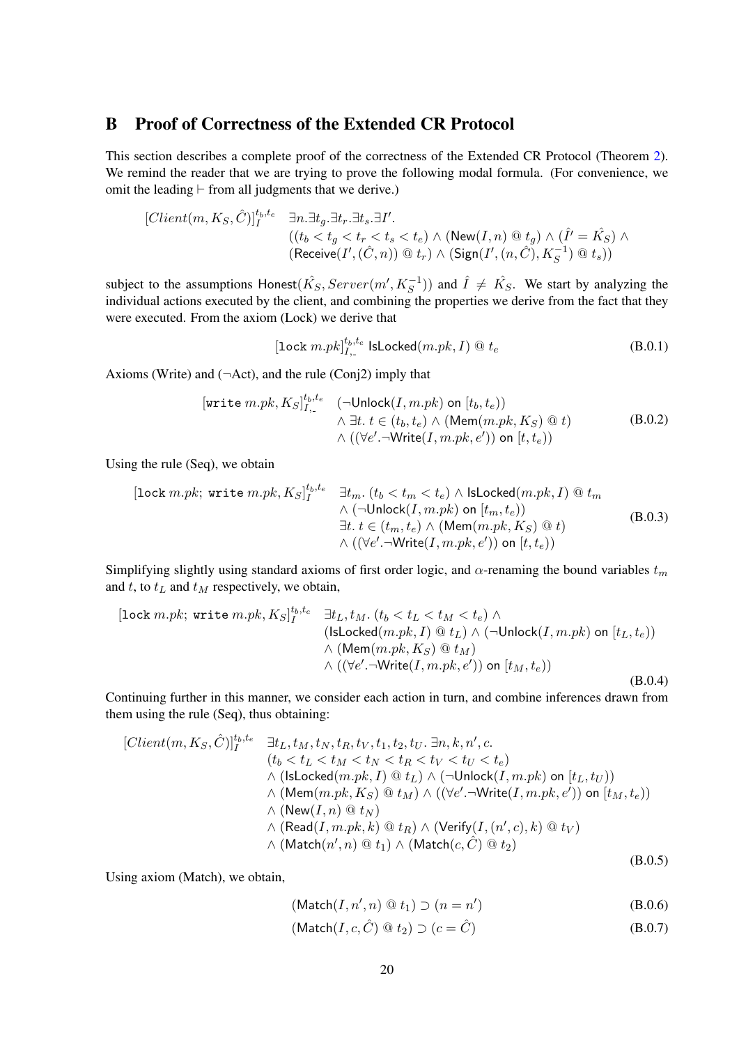# B Proof of Correctness of the Extended CR Protocol

This section describes a complete proof of the correctness of the Extended CR Protocol (Theorem 2). We remind the reader that we are trying to prove the following modal formula. (For convenience, we omit the leading $\vdash$ from all judgments that we derive.)

$$
\begin{array}{ll}
[Client(m, K_S, \hat{C})]_I^{t_b,t_e} & \exists n.\exists t_g.\exists t_r.\exists t_s.\exists I'. \\
& ((t_b < t_g < t_r < t_s < t_e) \wedge (\mathsf{New}(I, n) \mathbin{@} t_g) \wedge (\hat{I'} = \hat{K_S}) \wedge \\
& (\mathsf{Receive}(I', (\hat{C}, n)) \mathbin{@} t_r) \wedge (\mathsf{Sign}(I', (n, \hat{C}), K_S^{-1}) \mathbin{@} t_s))
\end{array}
$$

subject to the assumptions $\mathsf{Honest}(\hat{K_S}, Server(m', K_S^{-1}))$ and $\hat{I} \neq \hat{K_S}$. We start by analyzing the individual actions executed by the client, and combining the properties we derive from the fact that they were executed. From the axiom (Lock) we derive that

$$
[\texttt{lock}\ m.pk]_{I,\_}^{t_b,t_e}\ \mathsf{IsLocked}(m.pk, I) \mathbin{@} t_e \tag{B.0.1}
$$

Axioms (Write) and ($\neg$Act), and the rule (Conj2) imply that

$$
\begin{array}{ll}
[\texttt{write}\ m.pk, K_S]_{I,\_}^{t_b,t_e} & (\neg\mathsf{Unlock}(I, m.pk) \text{ on } [t_b, t_e)) \\
& \wedge\ \exists t.\ t \in (t_b, t_e) \wedge (\mathsf{Mem}(m.pk, K_S) \mathbin{@} t) \\
& \wedge\ ((\forall e'.\neg\mathsf{Write}(I, m.pk, e')) \text{ on } [t, t_e))
\end{array} \tag{B.0.2}
$$

Using the rule (Seq), we obtain

$$
\begin{array}{ll}
[\texttt{lock}\ m.pk;\ \texttt{write}\ m.pk, K_S]_I^{t_b,t_e} & \exists t_m.\ (t_b < t_m < t_e) \wedge \mathsf{IsLocked}(m.pk, I) \mathbin{@} t_m \\
& \wedge\ (\neg\mathsf{Unlock}(I, m.pk) \text{ on } [t_m, t_e)) \\
& \exists t.\ t \in (t_m, t_e) \wedge (\mathsf{Mem}(m.pk, K_S) \mathbin{@} t) \\
& \wedge\ ((\forall e'.\neg\mathsf{Write}(I, m.pk, e')) \text{ on } [t, t_e))
\end{array} \tag{B.0.3}
$$

Simplifying slightly using standard axioms of first order logic, and $\alpha$-renaming the bound variables $t_m$ and $t$, to $t_L$ and $t_M$ respectively, we obtain,

$$
\begin{array}{ll}
[\texttt{lock}\ m.pk;\ \texttt{write}\ m.pk, K_S]_I^{t_b,t_e} & \exists t_L, t_M.\ (t_b < t_L < t_M < t_e) \wedge \\
& (\mathsf{IsLocked}(m.pk, I) \mathbin{@} t_L) \wedge (\neg\mathsf{Unlock}(I, m.pk) \text{ on } [t_L, t_e)) \\
& \wedge\ (\mathsf{Mem}(m.pk, K_S) \mathbin{@} t_M) \\
& \wedge\ ((\forall e'.\neg\mathsf{Write}(I, m.pk, e')) \text{ on } [t_M, t_e))
\end{array} \tag{B.0.4}
$$

Continuing further in this manner, we consider each action in turn, and combine inferences drawn from them using the rule (Seq), thus obtaining:

$$
\begin{array}{ll}
[Client(m, K_S, \hat{C})]_I^{t_b,t_e} & \exists t_L, t_M, t_N, t_R, t_V, t_1, t_2, t_U.\ \exists n, k, n', c. \\
& (t_b < t_L < t_M < t_N < t_R < t_V < t_U < t_e) \\
& \wedge\ (\mathsf{IsLocked}(m.pk, I) \mathbin{@} t_L) \wedge (\neg\mathsf{Unlock}(I, m.pk) \text{ on } [t_L, t_U)) \\
& \wedge\ (\mathsf{Mem}(m.pk, K_S) \mathbin{@} t_M) \wedge ((\forall e'.\neg\mathsf{Write}(I, m.pk, e')) \text{ on } [t_M, t_e)) \\
& \wedge\ (\mathsf{New}(I, n) \mathbin{@} t_N) \\
& \wedge\ (\mathsf{Read}(I, m.pk, k) \mathbin{@} t_R) \wedge (\mathsf{Verify}(I, (n', c), k) \mathbin{@} t_V) \\
& \wedge\ (\mathsf{Match}(n', n) \mathbin{@} t_1) \wedge (\mathsf{Match}(c, \hat{C}) \mathbin{@} t_2)
\end{array} \tag{B.0.5}
$$

Using axiom (Match), we obtain,

$$
(\mathsf{Match}(I, n', n) \mathbin{@} t_1) \supset (n = n') \tag{B.0.6}
$$

$$
(\mathsf{Match}(I, c, \hat{C}) \mathbin{@} t_2) \supset (c = \hat{C}) \tag{B.0.7}
$$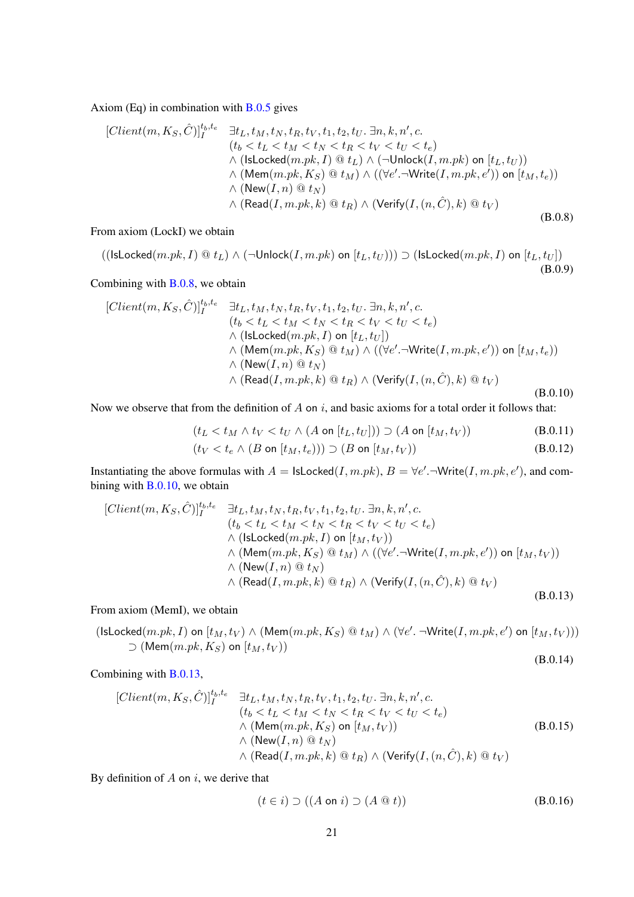Axiom (Eq) in combination with B.0.5 gives

$$
\begin{array}{ll}
[Client(m, K_S, \hat{C})]_I^{t_b,t_e} & \exists t_L, t_M, t_N, t_R, t_V, t_1, t_2, t_U.\, \exists n, k, n', c. \\
& (t_b < t_L < t_M < t_N < t_R < t_V < t_U < t_e) \\
& \wedge\, (\mathsf{IsLocked}(m.pk, I) \mathbin{@} t_L) \wedge (\neg \mathsf{Unlock}(I, m.pk) \text{ on } [t_L, t_U)) \\
& \wedge\, (\mathsf{Mem}(m.pk, K_S) \mathbin{@} t_M) \wedge ((\forall e'. \neg \mathsf{Write}(I, m.pk, e')) \text{ on } [t_M, t_e)) \\
& \wedge\, (\mathsf{New}(I, n) \mathbin{@} t_N) \\
& \wedge\, (\mathsf{Read}(I, m.pk, k) \mathbin{@} t_R) \wedge (\mathsf{Verify}(I, (n, \hat{C}), k) \mathbin{@} t_V)
\end{array}
\tag{B.0.8}
$$

From axiom (LockI) we obtain

$$
((\mathsf{IsLocked}(m.pk, I) \mathbin{@} t_L) \wedge (\neg \mathsf{Unlock}(I, m.pk) \text{ on } [t_L, t_U))) \supset (\mathsf{IsLocked}(m.pk, I) \text{ on } [t_L, t_U])
\tag{B.0.9}
$$

Combining with B.0.8, we obtain

$$
\begin{array}{ll}
[Client(m, K_S, \hat{C})]_I^{t_b,t_e} & \exists t_L, t_M, t_N, t_R, t_V, t_1, t_2, t_U.\, \exists n, k, n', c. \\
& (t_b < t_L < t_M < t_N < t_R < t_V < t_U < t_e) \\
& \wedge\, (\mathsf{IsLocked}(m.pk, I) \text{ on } [t_L, t_U]) \\
& \wedge\, (\mathsf{Mem}(m.pk, K_S) \mathbin{@} t_M) \wedge ((\forall e'. \neg \mathsf{Write}(I, m.pk, e')) \text{ on } [t_M, t_e)) \\
& \wedge\, (\mathsf{New}(I, n) \mathbin{@} t_N) \\
& \wedge\, (\mathsf{Read}(I, m.pk, k) \mathbin{@} t_R) \wedge (\mathsf{Verify}(I, (n, \hat{C}), k) \mathbin{@} t_V)
\end{array}
\tag{B.0.10}
$$

Now we observe that from the definition of $A$ on $i$, and basic axioms for a total order it follows that:

$$
(t_L < t_M \wedge t_V < t_U \wedge (A \text{ on } [t_L, t_U])) \supset (A \text{ on } [t_M, t_V))
\tag{B.0.11}
$$

$$
(t_V < t_e \wedge (B \text{ on } [t_M, t_e))) \supset (B \text{ on } [t_M, t_V))
\tag{B.0.12}
$$

Instantiating the above formulas with $A = \mathsf{IsLocked}(I, m.pk)$, $B = \forall e'. \neg \mathsf{Write}(I, m.pk, e')$, and combining with B.0.10, we obtain

$$
\begin{array}{ll}
[Client(m, K_S, \hat{C})]_I^{t_b,t_e} & \exists t_L, t_M, t_N, t_R, t_V, t_1, t_2, t_U.\, \exists n, k, n', c. \\
& (t_b < t_L < t_M < t_N < t_R < t_V < t_U < t_e) \\
& \wedge\, (\mathsf{IsLocked}(m.pk, I) \text{ on } [t_M, t_V)) \\
& \wedge\, (\mathsf{Mem}(m.pk, K_S) \mathbin{@} t_M) \wedge ((\forall e'. \neg \mathsf{Write}(I, m.pk, e')) \text{ on } [t_M, t_V)) \\
& \wedge\, (\mathsf{New}(I, n) \mathbin{@} t_N) \\
& \wedge\, (\mathsf{Read}(I, m.pk, k) \mathbin{@} t_R) \wedge (\mathsf{Verify}(I, (n, \hat{C}), k) \mathbin{@} t_V)
\end{array}
\tag{B.0.13}
$$

From axiom (MemI), we obtain

$$
\begin{array}{l}
(\mathsf{IsLocked}(m.pk, I) \text{ on } [t_M, t_V) \wedge (\mathsf{Mem}(m.pk, K_S) \mathbin{@} t_M) \wedge (\forall e'.\, \neg \mathsf{Write}(I, m.pk, e') \text{ on } [t_M, t_V))) \\
\quad \supset (\mathsf{Mem}(m.pk, K_S) \text{ on } [t_M, t_V))
\end{array}
\tag{B.0.14}
$$

Combining with B.0.13,

$$
\begin{array}{ll}
[Client(m, K_S, \hat{C})]_I^{t_b,t_e} & \exists t_L, t_M, t_N, t_R, t_V, t_1, t_2, t_U.\, \exists n, k, n', c. \\
& (t_b < t_L < t_M < t_N < t_R < t_V < t_U < t_e) \\
& \wedge\, (\mathsf{Mem}(m.pk, K_S) \text{ on } [t_M, t_V)) \\
& \wedge\, (\mathsf{New}(I, n) \mathbin{@} t_N) \\
& \wedge\, (\mathsf{Read}(I, m.pk, k) \mathbin{@} t_R) \wedge (\mathsf{Verify}(I, (n, \hat{C}), k) \mathbin{@} t_V)
\end{array}
\tag{B.0.15}
$$

By definition of $A$ on $i$, we derive that

$$
(t \in i) \supset ((A \text{ on } i) \supset (A \mathbin{@} t))
\tag{B.0.16}
$$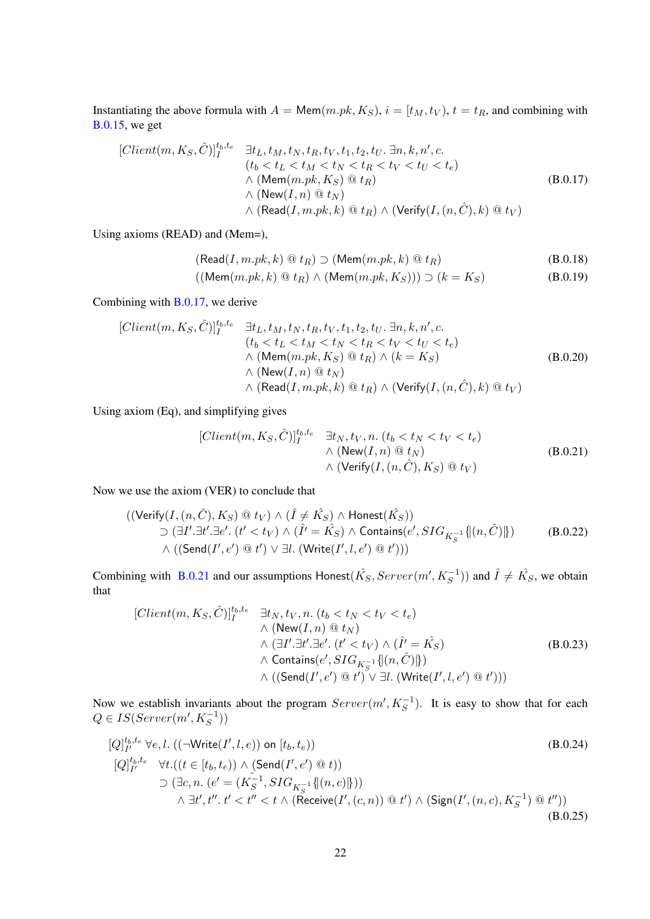Instantiating the above formula with $A = \mathsf{Mem}(m.pk, K_S)$, $i = [t_M, t_V)$, $t = t_R$, and combining with B.0.15, we get

$$
\begin{array}{ll}
[Client(m, K_S, \hat{C})]_I^{t_b,t_e} & \exists t_L, t_M, t_N, t_R, t_V, t_1, t_2, t_U.\ \exists n, k, n', c. \\
& (t_b < t_L < t_M < t_N < t_R < t_V < t_U < t_e) \\
& \wedge\ (\mathsf{Mem}(m.pk, K_S)\ @\ t_R) \\
& \wedge\ (\mathsf{New}(I, n)\ @\ t_N) \\
& \wedge\ (\mathsf{Read}(I, m.pk, k)\ @\ t_R) \wedge (\mathsf{Verify}(I, (n, \hat{C}), k)\ @\ t_V)
\end{array}
\tag{B.0.17}
$$

Using axioms (READ) and (Mem=),

$$
(\mathsf{Read}(I, m.pk, k)\ @\ t_R) \supset (\mathsf{Mem}(m.pk, k)\ @\ t_R) \tag{B.0.18}
$$

$$
((\mathsf{Mem}(m.pk, k)\ @\ t_R) \wedge (\mathsf{Mem}(m.pk, K_S))) \supset (k = K_S) \tag{B.0.19}
$$

Combining with B.0.17, we derive

$$
\begin{array}{ll}
[Client(m, K_S, \hat{C})]_I^{t_b,t_e} & \exists t_L, t_M, t_N, t_R, t_V, t_1, t_2, t_U.\ \exists n, k, n', c. \\
& (t_b < t_L < t_M < t_N < t_R < t_V < t_U < t_e) \\
& \wedge\ (\mathsf{Mem}(m.pk, K_S)\ @\ t_R) \wedge (k = K_S) \\
& \wedge\ (\mathsf{New}(I, n)\ @\ t_N) \\
& \wedge\ (\mathsf{Read}(I, m.pk, k)\ @\ t_R) \wedge (\mathsf{Verify}(I, (n, \hat{C}), k)\ @\ t_V)
\end{array}
\tag{B.0.20}
$$

Using axiom (Eq), and simplifying gives

$$
\begin{array}{ll}
[Client(m, K_S, \hat{C})]_I^{t_b,t_e} & \exists t_N, t_V, n.\ (t_b < t_N < t_V < t_e) \\
& \wedge\ (\mathsf{New}(I, n)\ @\ t_N) \\
& \wedge\ (\mathsf{Verify}(I, (n, \hat{C}), K_S)\ @\ t_V)
\end{array}
\tag{B.0.21}
$$

Now we use the axiom (VER) to conclude that

$$
\begin{array}{l}
((\mathsf{Verify}(I, (n, \hat{C}), K_S)\ @\ t_V) \wedge (\hat{I} \neq \hat{K_S}) \wedge \mathsf{Honest}(\hat{K_S})) \\
\quad \supset (\exists I'.\exists t'.\exists e'.\ (t' < t_V) \wedge (\hat{I'} = \hat{K_S}) \wedge \mathsf{Contains}(e', SIG_{K_S^{-1}}\{\!|(n, \hat{C})|\!\}) \\
\quad \wedge\ ((\mathsf{Send}(I', e')\ @\ t') \vee \exists l.\ (\mathsf{Write}(I', l, e')\ @\ t')))
\end{array}
\tag{B.0.22}
$$

Combining with B.0.21 and our assumptions $\mathsf{Honest}(\hat{K_S}, Server(m', K_S^{-1}))$ and $\hat{I} \neq \hat{K_S}$, we obtain that

$$
\begin{array}{ll}
[Client(m, K_S, \hat{C})]_I^{t_b,t_e} & \exists t_N, t_V, n.\ (t_b < t_N < t_V < t_e) \\
& \wedge\ (\mathsf{New}(I, n)\ @\ t_N) \\
& \wedge\ (\exists I'.\exists t'.\exists e'.\ (t' < t_V) \wedge (\hat{I'} = \hat{K_S}) \\
& \wedge\ \mathsf{Contains}(e', SIG_{K_S^{-1}}\{\!|(n, \hat{C})|\!\}) \\
& \wedge\ ((\mathsf{Send}(I', e')\ @\ t') \vee \exists l.\ (\mathsf{Write}(I', l, e')\ @\ t')))
\end{array}
\tag{B.0.23}
$$

Now we establish invariants about the program $Server(m', K_S^{-1})$. It is easy to show that for each $Q \in IS(Server(m', K_S^{-1}))$

$$
[Q]_{I'}^{t_b,t_e}\ \forall e, l.\ ((\neg \mathsf{Write}(I', l, e))\ \mathsf{on}\ [t_b, t_e)) \tag{B.0.24}
$$

$$
\begin{array}{ll}
[Q]_{I'}^{t_b,t_e} & \forall t.((t \in [t_b, t_e)) \wedge (\mathsf{Send}(I', e')\ @\ t)) \\
& \supset (\exists c, n.\ (e' = (\hat{K_S^{-1}}, SIG_{K_S^{-1}}\{\!|(n, c)|\!\})) \\
& \quad \wedge\ \exists t', t''.\ t' < t'' < t \wedge (\mathsf{Receive}(I', (c, n))\ @\ t') \wedge (\mathsf{Sign}(I', (n, c), K_S^{-1})\ @\ t''))
\end{array}
\tag{B.0.25}
$$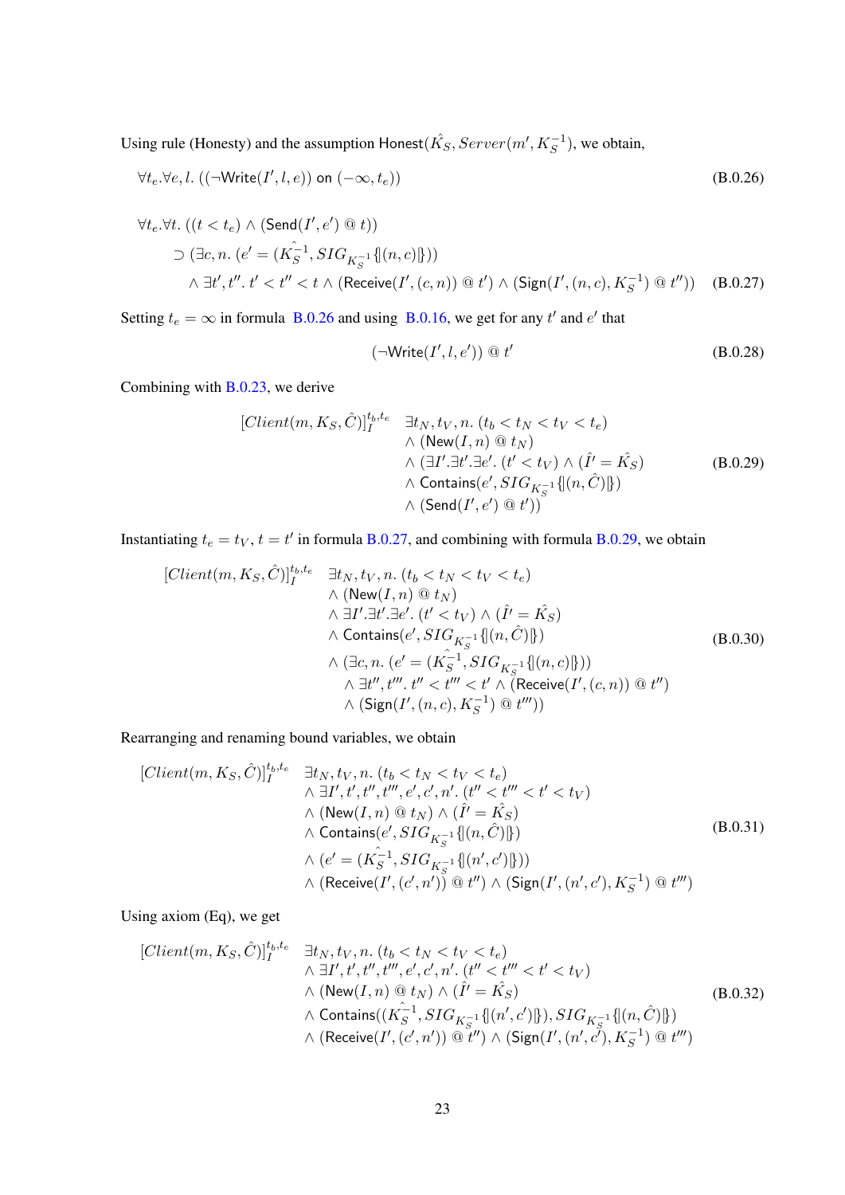Using rule (Honesty) and the assumption $\mathsf{Honest}(\hat{K_S}, Server(m', K_S^{-1}))$, we obtain,

$$\forall t_e.\forall e, l.\ ((\neg\mathsf{Write}(I', l, e))\ \mathsf{on}\ (-\infty, t_e)) \tag{B.0.26}$$

$$\begin{aligned}
&\forall t_e.\forall t.\ ((t < t_e) \wedge (\mathsf{Send}(I', e')\ @\ t)) \\
&\quad \supset (\exists c, n.\ (e' = (\hat{K_S^{-1}}, SIG_{K_S^{-1}}\{\!|(n, c)|\!\})) \\
&\quad\quad \wedge \exists t', t''.\ t' < t'' < t \wedge (\mathsf{Receive}(I', (c, n))\ @\ t') \wedge (\mathsf{Sign}(I', (n, c), K_S^{-1})\ @\ t''))
\end{aligned} \tag{B.0.27}$$

Setting $t_e = \infty$ in formula B.0.26 and using B.0.16, we get for any $t'$ and $e'$ that

$$(\neg\mathsf{Write}(I', l, e'))\ @\ t' \tag{B.0.28}$$

Combining with B.0.23, we derive

$$\begin{aligned}
[Client(m, K_S, \hat{C})]_I^{t_b, t_e}\quad & \exists t_N, t_V, n.\ (t_b < t_N < t_V < t_e) \\
& \wedge (\mathsf{New}(I, n)\ @\ t_N) \\
& \wedge (\exists I'.\exists t'.\exists e'.\ (t' < t_V) \wedge (\hat{I'} = \hat{K_S}) \\
& \wedge \mathsf{Contains}(e', SIG_{K_S^{-1}}\{\!|(n, \hat{C})|\!\}) \\
& \wedge (\mathsf{Send}(I', e')\ @\ t'))
\end{aligned} \tag{B.0.29}$$

Instantiating $t_e = t_V$, $t = t'$ in formula B.0.27, and combining with formula B.0.29, we obtain

$$\begin{aligned}
[Client(m, K_S, \hat{C})]_I^{t_b, t_e}\quad & \exists t_N, t_V, n.\ (t_b < t_N < t_V < t_e) \\
& \wedge (\mathsf{New}(I, n)\ @\ t_N) \\
& \wedge \exists I'.\exists t'.\exists e'.\ (t' < t_V) \wedge (\hat{I'} = \hat{K_S}) \\
& \wedge \mathsf{Contains}(e', SIG_{K_S^{-1}}\{\!|(n, \hat{C})|\!\}) \\
& \wedge (\exists c, n.\ (e' = (\hat{K_S^{-1}}, SIG_{K_S^{-1}}\{\!|(n, c)|\!\})) \\
& \quad \wedge \exists t'', t'''.\ t'' < t''' < t' \wedge (\mathsf{Receive}(I', (c, n))\ @\ t'') \\
& \quad \wedge (\mathsf{Sign}(I', (n, c), K_S^{-1})\ @\ t'''))
\end{aligned} \tag{B.0.30}$$

Rearranging and renaming bound variables, we obtain

$$\begin{aligned}
[Client(m, K_S, \hat{C})]_I^{t_b, t_e}\quad & \exists t_N, t_V, n.\ (t_b < t_N < t_V < t_e) \\
& \wedge \exists I', t', t'', t''', e', c', n'.\ (t'' < t''' < t' < t_V) \\
& \wedge (\mathsf{New}(I, n)\ @\ t_N) \wedge (\hat{I'} = \hat{K_S}) \\
& \wedge \mathsf{Contains}(e', SIG_{K_S^{-1}}\{\!|(n, \hat{C})|\!\}) \\
& \wedge (e' = (\hat{K_S^{-1}}, SIG_{K_S^{-1}}\{\!|(n', c')|\!\})) \\
& \wedge (\mathsf{Receive}(I', (c', n'))\ @\ t'') \wedge (\mathsf{Sign}(I', (n', c'), K_S^{-1})\ @\ t''')
\end{aligned} \tag{B.0.31}$$

Using axiom (Eq), we get

$$\begin{aligned}
[Client(m, K_S, \hat{C})]_I^{t_b, t_e}\quad & \exists t_N, t_V, n.\ (t_b < t_N < t_V < t_e) \\
& \wedge \exists I', t', t'', t''', e', c', n'.\ (t'' < t''' < t' < t_V) \\
& \wedge (\mathsf{New}(I, n)\ @\ t_N) \wedge (\hat{I'} = \hat{K_S}) \\
& \wedge \mathsf{Contains}((\hat{K_S^{-1}}, SIG_{K_S^{-1}}\{\!|(n', c')|\!\}), SIG_{K_S^{-1}}\{\!|(n, \hat{C})|\!\}) \\
& \wedge (\mathsf{Receive}(I', (c', n'))\ @\ t'') \wedge (\mathsf{Sign}(I', (n', c'), K_S^{-1})\ @\ t''')
\end{aligned} \tag{B.0.32}$$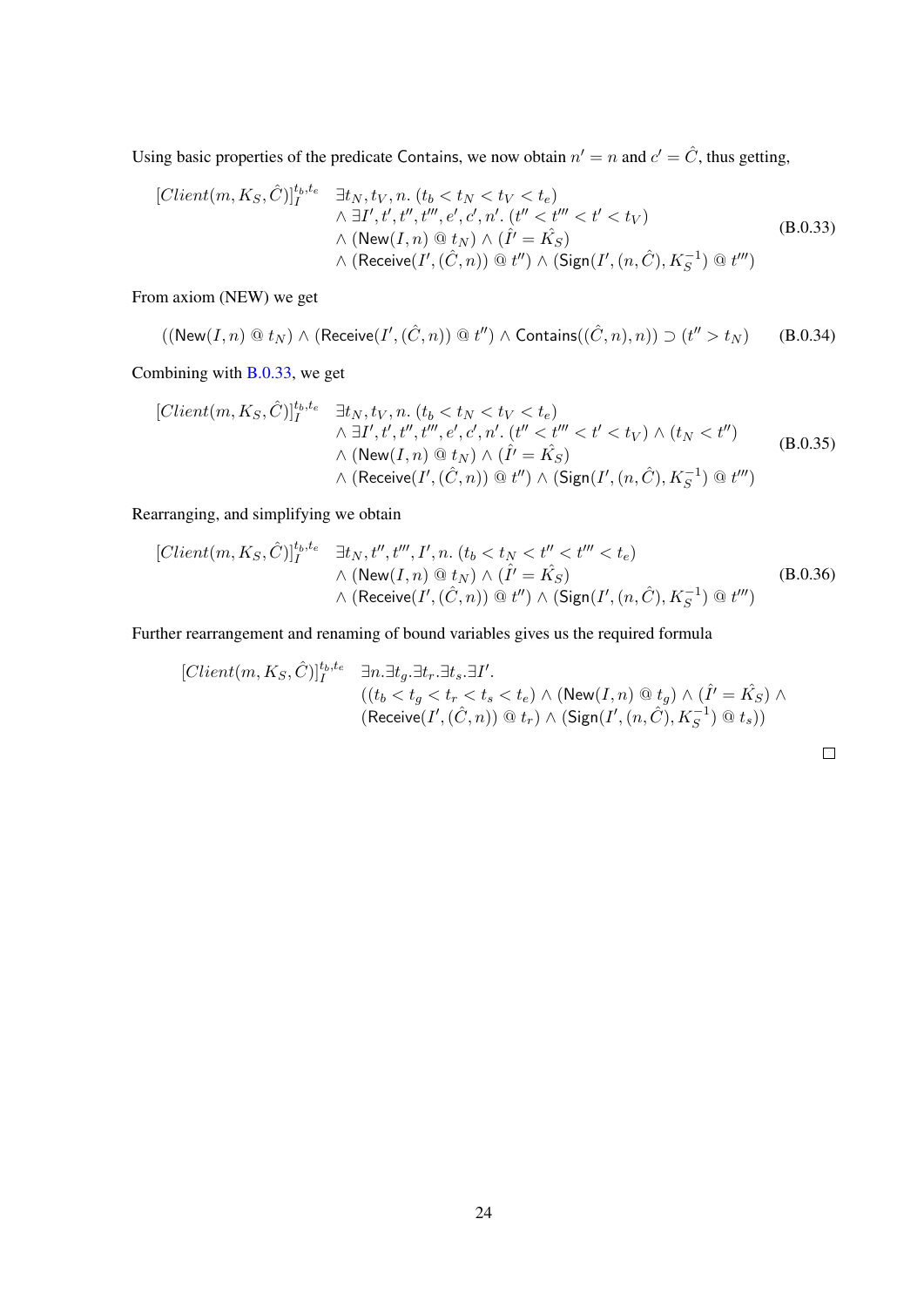Using basic properties of the predicate Contains, we now obtain $n' = n$ and $c' = \hat{C}$, thus getting,

$$
\begin{array}{ll}
[Client(m, K_S, \hat{C})]_I^{t_b, t_e} & \exists t_N, t_V, n. \, (t_b < t_N < t_V < t_e) \\
& \wedge \, \exists I', t', t'', t''', e', c', n'. \, (t'' < t''' < t' < t_V) \\
& \wedge \, (\mathsf{New}(I, n) \; @ \; t_N) \wedge (\hat{I'} = \hat{K_S}) \\
& \wedge \, (\mathsf{Receive}(I', (\hat{C}, n)) \; @ \; t'') \wedge (\mathsf{Sign}(I', (n, \hat{C}), K_S^{-1}) \; @ \; t''')
\end{array}
\tag{B.0.33}
$$

From axiom (NEW) we get

$$
((\mathsf{New}(I, n) \; @ \; t_N) \wedge (\mathsf{Receive}(I', (\hat{C}, n)) \; @ \; t'') \wedge \mathsf{Contains}((\hat{C}, n), n)) \supset (t'' > t_N)
\tag{B.0.34}
$$

Combining with B.0.33, we get

$$
\begin{array}{ll}
[Client(m, K_S, \hat{C})]_I^{t_b, t_e} & \exists t_N, t_V, n. \, (t_b < t_N < t_V < t_e) \\
& \wedge \, \exists I', t', t'', t''', e', c', n'. \, (t'' < t''' < t' < t_V) \wedge (t_N < t'') \\
& \wedge \, (\mathsf{New}(I, n) \; @ \; t_N) \wedge (\hat{I'} = \hat{K_S}) \\
& \wedge \, (\mathsf{Receive}(I', (\hat{C}, n)) \; @ \; t'') \wedge (\mathsf{Sign}(I', (n, \hat{C}), K_S^{-1}) \; @ \; t''')
\end{array}
\tag{B.0.35}
$$

Rearranging, and simplifying we obtain

$$
\begin{array}{ll}
[Client(m, K_S, \hat{C})]_I^{t_b, t_e} & \exists t_N, t'', t''', I', n. \, (t_b < t_N < t'' < t''' < t_e) \\
& \wedge \, (\mathsf{New}(I, n) \; @ \; t_N) \wedge (\hat{I'} = \hat{K_S}) \\
& \wedge \, (\mathsf{Receive}(I', (\hat{C}, n)) \; @ \; t'') \wedge (\mathsf{Sign}(I', (n, \hat{C}), K_S^{-1}) \; @ \; t''')
\end{array}
\tag{B.0.36}
$$

Further rearrangement and renaming of bound variables gives us the required formula

$$
\begin{array}{ll}
[Client(m, K_S, \hat{C})]_I^{t_b, t_e} & \exists n. \exists t_g. \exists t_r. \exists t_s. \exists I'. \\
& ((t_b < t_g < t_r < t_s < t_e) \wedge (\mathsf{New}(I, n) \; @ \; t_g) \wedge (\hat{I'} = \hat{K_S}) \wedge \\
& (\mathsf{Receive}(I', (\hat{C}, n)) \; @ \; t_r) \wedge (\mathsf{Sign}(I', (n, \hat{C}), K_S^{-1}) \; @ \; t_s))
\end{array}
$$

$\square$